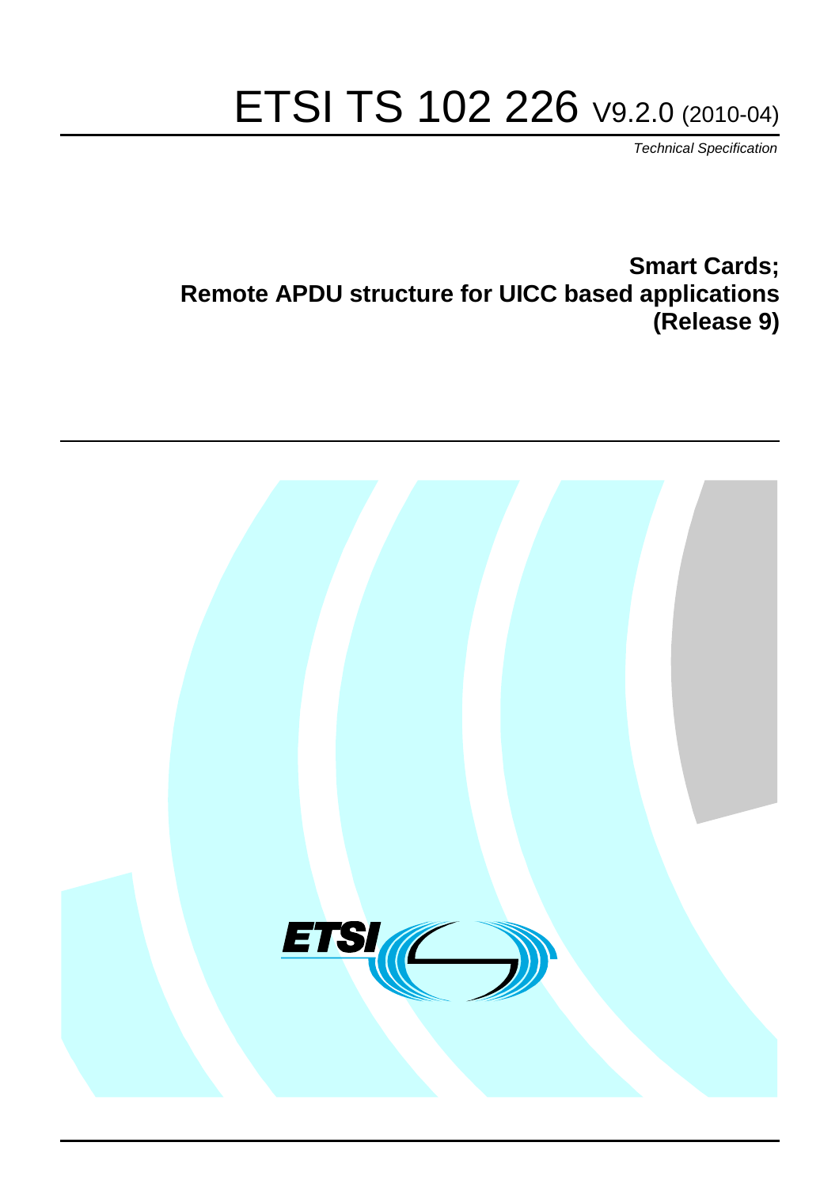# ETSI TS 102 226 V9.2.0 (2010-04)

*Technical Specification*

**Smart Cards;**
**Remote APDU structure for UICC based applications**
**(Release 9)**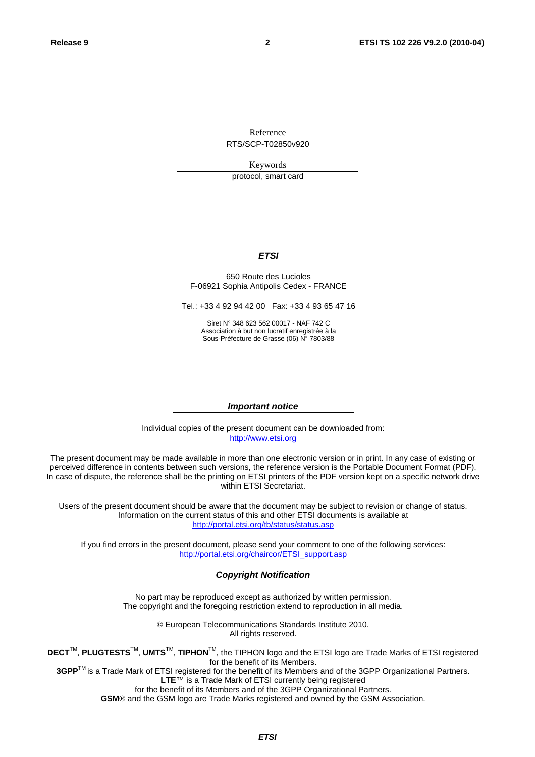Reference

RTS/SCP-T02850v920

Keywords

protocol, smart card

***ETSI***

650 Route des Lucioles
F-06921 Sophia Antipolis Cedex - FRANCE

Tel.: +33 4 92 94 42 00 Fax: +33 4 93 65 47 16

Siret N° 348 623 562 00017 - NAF 742 C
Association à but non lucratif enregistrée à la
Sous-Préfecture de Grasse (06) N° 7803/88

***Important notice***

Individual copies of the present document can be downloaded from:
http://www.etsi.org

The present document may be made available in more than one electronic version or in print. In any case of existing or perceived difference in contents between such versions, the reference version is the Portable Document Format (PDF). In case of dispute, the reference shall be the printing on ETSI printers of the PDF version kept on a specific network drive within ETSI Secretariat.

Users of the present document should be aware that the document may be subject to revision or change of status. Information on the current status of this and other ETSI documents is available at
http://portal.etsi.org/tb/status/status.asp

If you find errors in the present document, please send your comment to one of the following services:
http://portal.etsi.org/chaircor/ETSI_support.asp

***Copyright Notification***

No part may be reproduced except as authorized by written permission.
The copyright and the foregoing restriction extend to reproduction in all media.

© European Telecommunications Standards Institute 2010.
All rights reserved.

**DECT**™, **PLUGTESTS**™, **UMTS**™, **TIPHON**™, the TIPHON logo and the ETSI logo are Trade Marks of ETSI registered for the benefit of its Members.
**3GPP**™ is a Trade Mark of ETSI registered for the benefit of its Members and of the 3GPP Organizational Partners.
**LTE**™ is a Trade Mark of ETSI currently being registered
for the benefit of its Members and of the 3GPP Organizational Partners.
**GSM**® and the GSM logo are Trade Marks registered and owned by the GSM Association.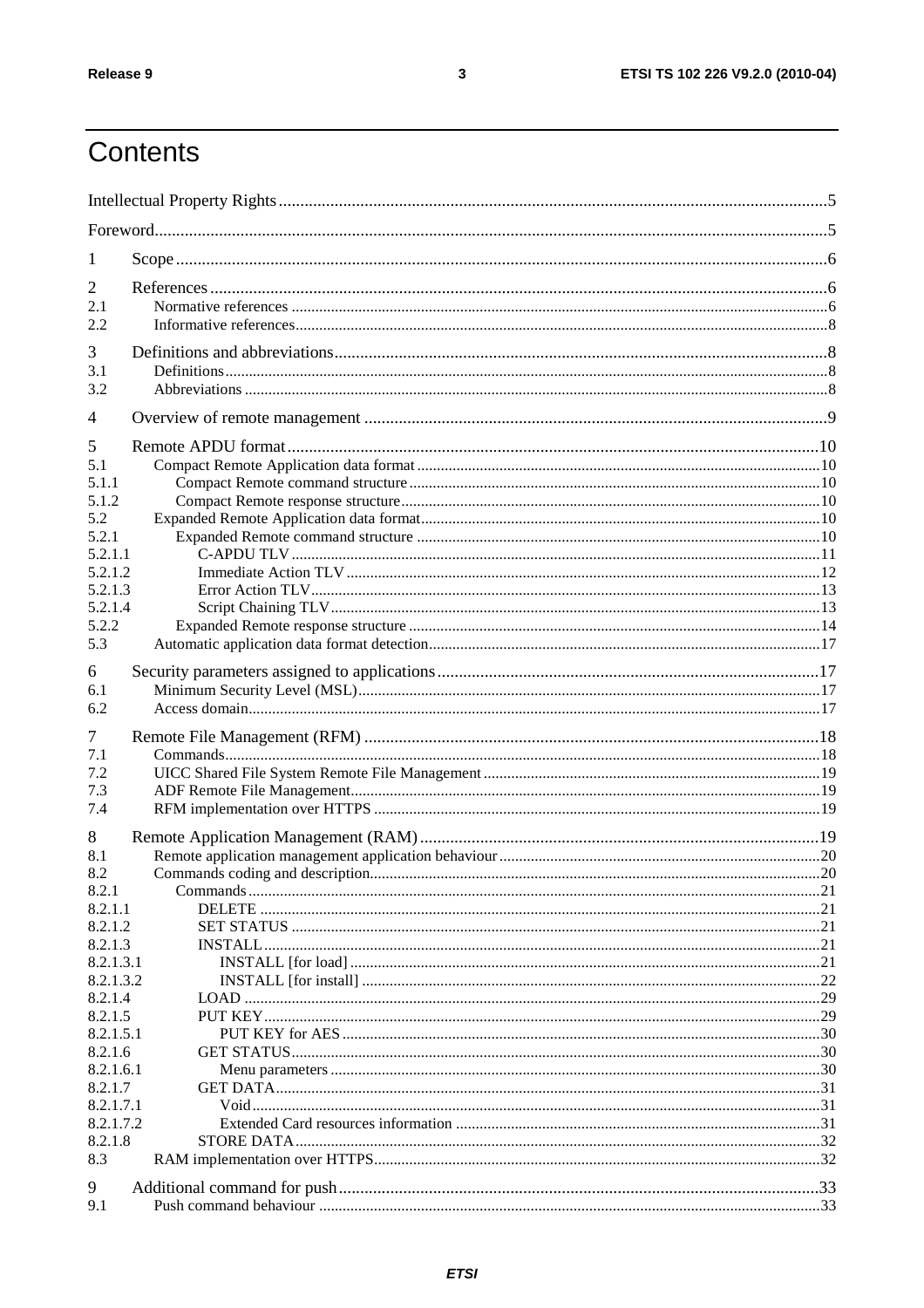# Contents

Intellectual Property Rights ..... 5

Foreword ..... 5

1 Scope ..... 6

2 References ..... 6
- 2.1 Normative references ..... 6
- 2.2 Informative references ..... 8

3 Definitions and abbreviations ..... 8
- 3.1 Definitions ..... 8
- 3.2 Abbreviations ..... 8

4 Overview of remote management ..... 9

5 Remote APDU format ..... 10
- 5.1 Compact Remote Application data format ..... 10
- 5.1.1 Compact Remote command structure ..... 10
- 5.1.2 Compact Remote response structure ..... 10
- 5.2 Expanded Remote Application data format ..... 10
- 5.2.1 Expanded Remote command structure ..... 10
- 5.2.1.1 C-APDU TLV ..... 11
- 5.2.1.2 Immediate Action TLV ..... 12
- 5.2.1.3 Error Action TLV ..... 13
- 5.2.1.4 Script Chaining TLV ..... 13
- 5.2.2 Expanded Remote response structure ..... 14
- 5.3 Automatic application data format detection ..... 17

6 Security parameters assigned to applications ..... 17
- 6.1 Minimum Security Level (MSL) ..... 17
- 6.2 Access domain ..... 17

7 Remote File Management (RFM) ..... 18
- 7.1 Commands ..... 18
- 7.2 UICC Shared File System Remote File Management ..... 19
- 7.3 ADF Remote File Management ..... 19
- 7.4 RFM implementation over HTTPS ..... 19

8 Remote Application Management (RAM) ..... 19
- 8.1 Remote application management application behaviour ..... 20
- 8.2 Commands coding and description ..... 20
- 8.2.1 Commands ..... 21
- 8.2.1.1 DELETE ..... 21
- 8.2.1.2 SET STATUS ..... 21
- 8.2.1.3 INSTALL ..... 21
- 8.2.1.3.1 INSTALL [for load] ..... 21
- 8.2.1.3.2 INSTALL [for install] ..... 22
- 8.2.1.4 LOAD ..... 29
- 8.2.1.5 PUT KEY ..... 29
- 8.2.1.5.1 PUT KEY for AES ..... 30
- 8.2.1.6 GET STATUS ..... 30
- 8.2.1.6.1 Menu parameters ..... 30
- 8.2.1.7 GET DATA ..... 31
- 8.2.1.7.1 Void ..... 31
- 8.2.1.7.2 Extended Card resources information ..... 31
- 8.2.1.8 STORE DATA ..... 32
- 8.3 RAM implementation over HTTPS ..... 32

9 Additional command for push ..... 33
- 9.1 Push command behaviour ..... 33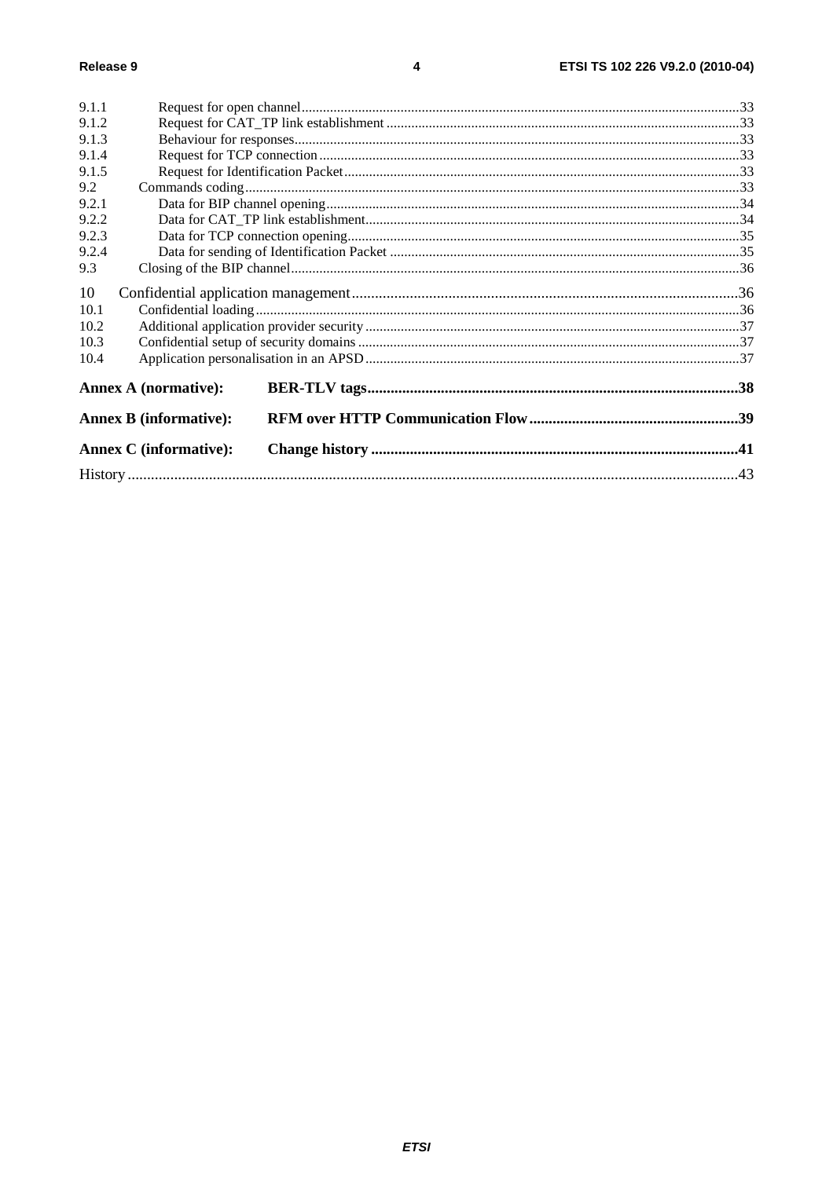9.1.1 Request for open channel ... 33
9.1.2 Request for CAT_TP link establishment ... 33
9.1.3 Behaviour for responses ... 33
9.1.4 Request for TCP connection ... 33
9.1.5 Request for Identification Packet ... 33
9.2 Commands coding ... 33
9.2.1 Data for BIP channel opening ... 34
9.2.2 Data for CAT_TP link establishment ... 34
9.2.3 Data for TCP connection opening ... 35
9.2.4 Data for sending of Identification Packet ... 35
9.3 Closing of the BIP channel ... 36

10 Confidential application management ... 36
10.1 Confidential loading ... 36
10.2 Additional application provider security ... 37
10.3 Confidential setup of security domains ... 37
10.4 Application personalisation in an APSD ... 37

**Annex A (normative): BER-TLV tags ... 38**

**Annex B (informative): RFM over HTTP Communication Flow ... 39**

**Annex C (informative): Change history ... 41**

History ... 43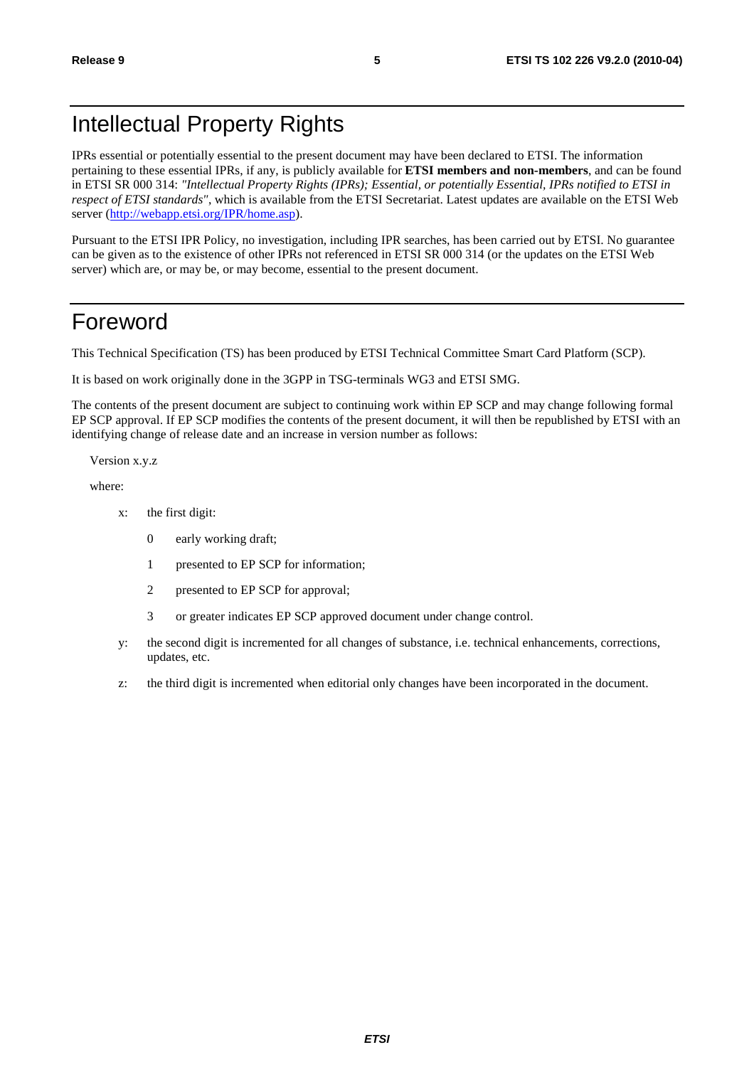# Intellectual Property Rights

IPRs essential or potentially essential to the present document may have been declared to ETSI. The information pertaining to these essential IPRs, if any, is publicly available for **ETSI members and non-members**, and can be found in ETSI SR 000 314: *"Intellectual Property Rights (IPRs); Essential, or potentially Essential, IPRs notified to ETSI in respect of ETSI standards"*, which is available from the ETSI Secretariat. Latest updates are available on the ETSI Web server (http://webapp.etsi.org/IPR/home.asp).

Pursuant to the ETSI IPR Policy, no investigation, including IPR searches, has been carried out by ETSI. No guarantee can be given as to the existence of other IPRs not referenced in ETSI SR 000 314 (or the updates on the ETSI Web server) which are, or may be, or may become, essential to the present document.

# Foreword

This Technical Specification (TS) has been produced by ETSI Technical Committee Smart Card Platform (SCP).

It is based on work originally done in the 3GPP in TSG-terminals WG3 and ETSI SMG.

The contents of the present document are subject to continuing work within EP SCP and may change following formal EP SCP approval. If EP SCP modifies the contents of the present document, it will then be republished by ETSI with an identifying change of release date and an increase in version number as follows:

Version x.y.z

where:

- x: the first digit:
  - 0 early working draft;
  - 1 presented to EP SCP for information;
  - 2 presented to EP SCP for approval;
  - 3 or greater indicates EP SCP approved document under change control.
- y: the second digit is incremented for all changes of substance, i.e. technical enhancements, corrections, updates, etc.
- z: the third digit is incremented when editorial only changes have been incorporated in the document.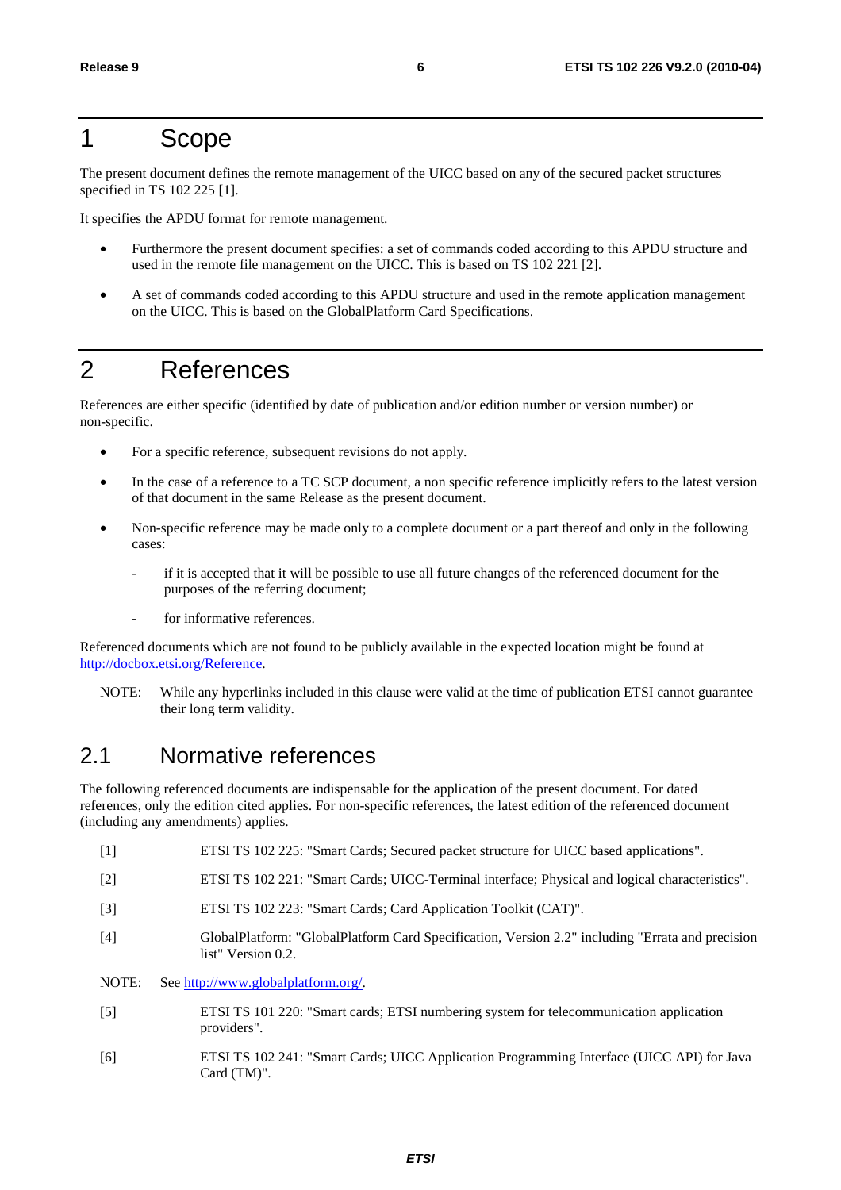# 1 Scope

The present document defines the remote management of the UICC based on any of the secured packet structures specified in TS 102 225 [1].

It specifies the APDU format for remote management.

- Furthermore the present document specifies: a set of commands coded according to this APDU structure and used in the remote file management on the UICC. This is based on TS 102 221 [2].
- A set of commands coded according to this APDU structure and used in the remote application management on the UICC. This is based on the GlobalPlatform Card Specifications.

# 2 References

References are either specific (identified by date of publication and/or edition number or version number) or non-specific.

- For a specific reference, subsequent revisions do not apply.
- In the case of a reference to a TC SCP document, a non specific reference implicitly refers to the latest version of that document in the same Release as the present document.
- Non-specific reference may be made only to a complete document or a part thereof and only in the following cases:
    - if it is accepted that it will be possible to use all future changes of the referenced document for the purposes of the referring document;
    - for informative references.

Referenced documents which are not found to be publicly available in the expected location might be found at http://docbox.etsi.org/Reference.

NOTE: While any hyperlinks included in this clause were valid at the time of publication ETSI cannot guarantee their long term validity.

## 2.1 Normative references

The following referenced documents are indispensable for the application of the present document. For dated references, only the edition cited applies. For non-specific references, the latest edition of the referenced document (including any amendments) applies.

[1] ETSI TS 102 225: "Smart Cards; Secured packet structure for UICC based applications".

[2] ETSI TS 102 221: "Smart Cards; UICC-Terminal interface; Physical and logical characteristics".

[3] ETSI TS 102 223: "Smart Cards; Card Application Toolkit (CAT)".

[4] GlobalPlatform: "GlobalPlatform Card Specification, Version 2.2" including "Errata and precision list" Version 0.2.

NOTE: See http://www.globalplatform.org/.

[5] ETSI TS 101 220: "Smart cards; ETSI numbering system for telecommunication application providers".

[6] ETSI TS 102 241: "Smart Cards; UICC Application Programming Interface (UICC API) for Java Card (TM)".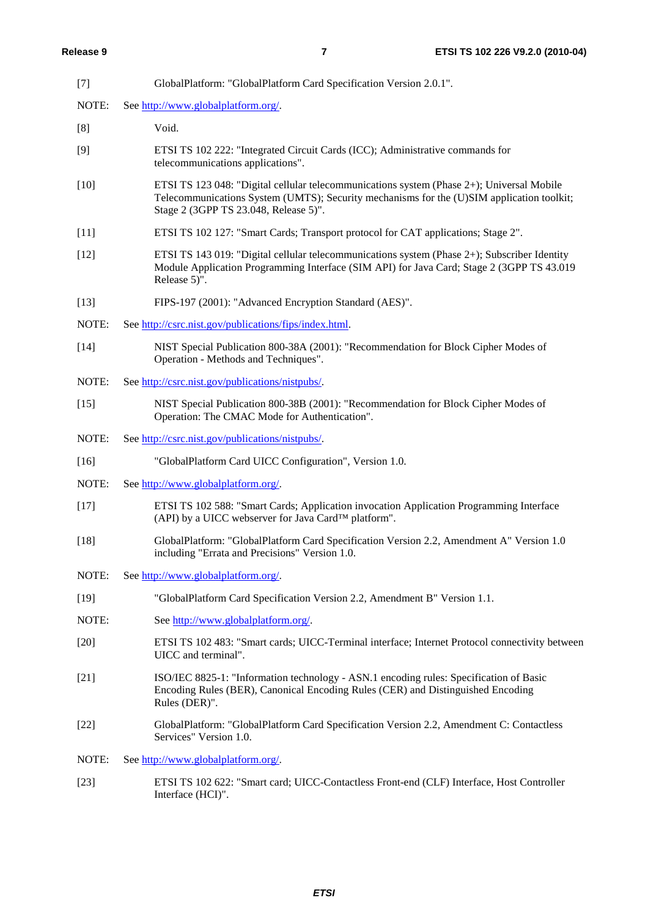[7] GlobalPlatform: "GlobalPlatform Card Specification Version 2.0.1".

NOTE: See http://www.globalplatform.org/.

[8] Void.

[9] ETSI TS 102 222: "Integrated Circuit Cards (ICC); Administrative commands for telecommunications applications".

[10] ETSI TS 123 048: "Digital cellular telecommunications system (Phase 2+); Universal Mobile Telecommunications System (UMTS); Security mechanisms for the (U)SIM application toolkit; Stage 2 (3GPP TS 23.048, Release 5)".

[11] ETSI TS 102 127: "Smart Cards; Transport protocol for CAT applications; Stage 2".

[12] ETSI TS 143 019: "Digital cellular telecommunications system (Phase 2+); Subscriber Identity Module Application Programming Interface (SIM API) for Java Card; Stage 2 (3GPP TS 43.019 Release 5)".

[13] FIPS-197 (2001): "Advanced Encryption Standard (AES)".

NOTE: See http://csrc.nist.gov/publications/fips/index.html.

[14] NIST Special Publication 800-38A (2001): "Recommendation for Block Cipher Modes of Operation - Methods and Techniques".

NOTE: See http://csrc.nist.gov/publications/nistpubs/.

[15] NIST Special Publication 800-38B (2001): "Recommendation for Block Cipher Modes of Operation: The CMAC Mode for Authentication".

NOTE: See http://csrc.nist.gov/publications/nistpubs/.

[16] "GlobalPlatform Card UICC Configuration", Version 1.0.

NOTE: See http://www.globalplatform.org/.

[17] ETSI TS 102 588: "Smart Cards; Application invocation Application Programming Interface (API) by a UICC webserver for Java Card™ platform".

[18] GlobalPlatform: "GlobalPlatform Card Specification Version 2.2, Amendment A" Version 1.0 including "Errata and Precisions" Version 1.0.

NOTE: See http://www.globalplatform.org/.

[19] "GlobalPlatform Card Specification Version 2.2, Amendment B" Version 1.1.

NOTE: See http://www.globalplatform.org/.

[20] ETSI TS 102 483: "Smart cards; UICC-Terminal interface; Internet Protocol connectivity between UICC and terminal".

[21] ISO/IEC 8825-1: "Information technology - ASN.1 encoding rules: Specification of Basic Encoding Rules (BER), Canonical Encoding Rules (CER) and Distinguished Encoding Rules (DER)".

[22] GlobalPlatform: "GlobalPlatform Card Specification Version 2.2, Amendment C: Contactless Services" Version 1.0.

NOTE: See http://www.globalplatform.org/.

[23] ETSI TS 102 622: "Smart card; UICC-Contactless Front-end (CLF) Interface, Host Controller Interface (HCI)".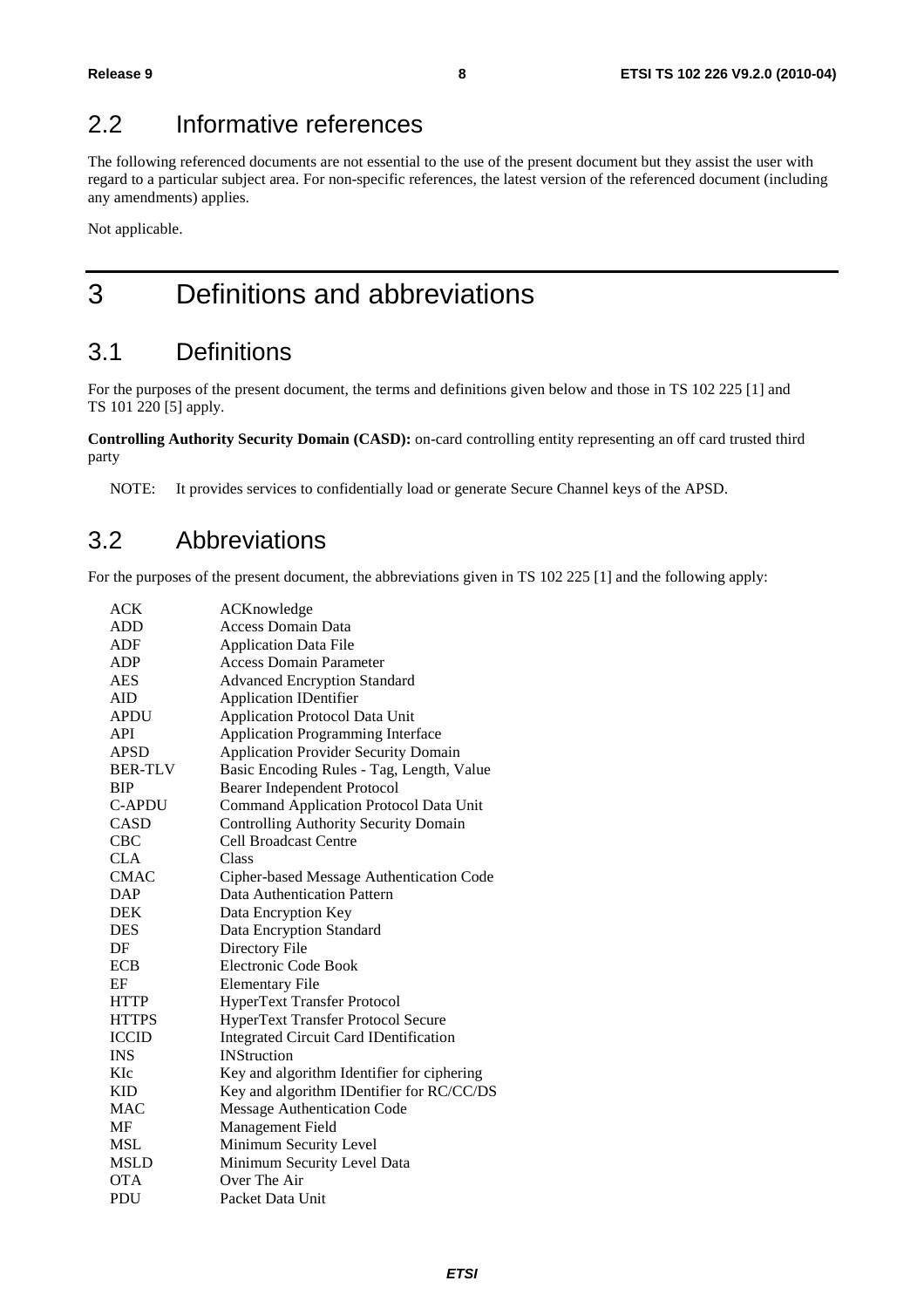## 2.2 Informative references

The following referenced documents are not essential to the use of the present document but they assist the user with regard to a particular subject area. For non-specific references, the latest version of the referenced document (including any amendments) applies.

Not applicable.

# 3 Definitions and abbreviations

## 3.1 Definitions

For the purposes of the present document, the terms and definitions given below and those in TS 102 225 [1] and TS 101 220 [5] apply.

**Controlling Authority Security Domain (CASD):** on-card controlling entity representing an off card trusted third party

NOTE: It provides services to confidentially load or generate Secure Channel keys of the APSD.

## 3.2 Abbreviations

For the purposes of the present document, the abbreviations given in TS 102 225 [1] and the following apply:

| | |
|---|---|
| ACK | ACKnowledge |
| ADD | Access Domain Data |
| ADF | Application Data File |
| ADP | Access Domain Parameter |
| AES | Advanced Encryption Standard |
| AID | Application IDentifier |
| APDU | Application Protocol Data Unit |
| API | Application Programming Interface |
| APSD | Application Provider Security Domain |
| BER-TLV | Basic Encoding Rules - Tag, Length, Value |
| BIP | Bearer Independent Protocol |
| C-APDU | Command Application Protocol Data Unit |
| CASD | Controlling Authority Security Domain |
| CBC | Cell Broadcast Centre |
| CLA | Class |
| CMAC | Cipher-based Message Authentication Code |
| DAP | Data Authentication Pattern |
| DEK | Data Encryption Key |
| DES | Data Encryption Standard |
| DF | Directory File |
| ECB | Electronic Code Book |
| EF | Elementary File |
| HTTP | HyperText Transfer Protocol |
| HTTPS | HyperText Transfer Protocol Secure |
| ICCID | Integrated Circuit Card IDentification |
| INS | INStruction |
| KIc | Key and algorithm Identifier for ciphering |
| KID | Key and algorithm IDentifier for RC/CC/DS |
| MAC | Message Authentication Code |
| MF | Management Field |
| MSL | Minimum Security Level |
| MSLD | Minimum Security Level Data |
| OTA | Over The Air |
| PDU | Packet Data Unit |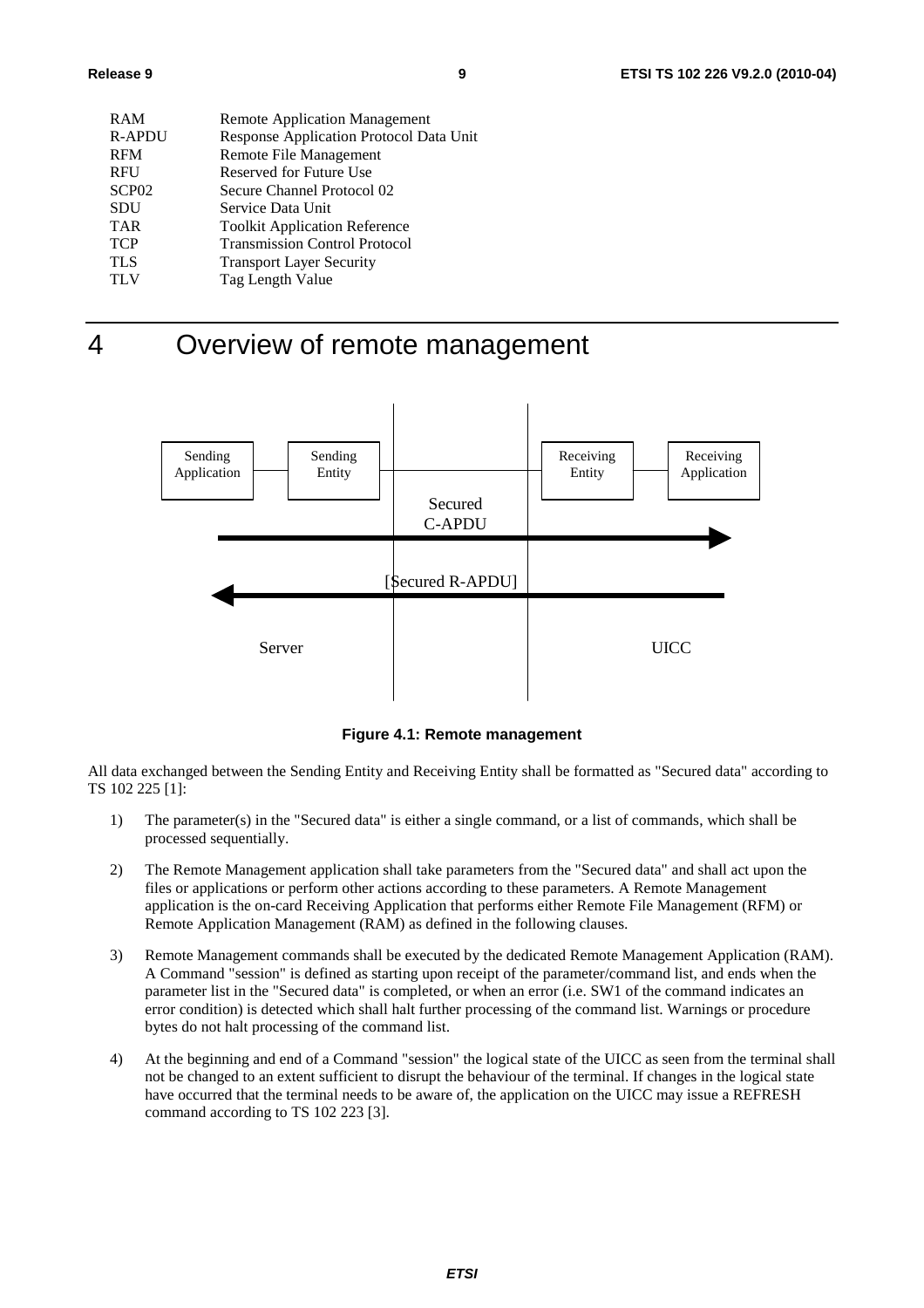| | |
|---|---|
| RAM | Remote Application Management |
| R-APDU | Response Application Protocol Data Unit |
| RFM | Remote File Management |
| RFU | Reserved for Future Use |
| SCP02 | Secure Channel Protocol 02 |
| SDU | Service Data Unit |
| TAR | Toolkit Application Reference |
| TCP | Transmission Control Protocol |
| TLS | Transport Layer Security |
| TLV | Tag Length Value |

# 4 Overview of remote management

**Figure 4.1: Remote management**

All data exchanged between the Sending Entity and Receiving Entity shall be formatted as "Secured data" according to TS 102 225 [1]:

1) The parameter(s) in the "Secured data" is either a single command, or a list of commands, which shall be processed sequentially.

2) The Remote Management application shall take parameters from the "Secured data" and shall act upon the files or applications or perform other actions according to these parameters. A Remote Management application is the on-card Receiving Application that performs either Remote File Management (RFM) or Remote Application Management (RAM) as defined in the following clauses.

3) Remote Management commands shall be executed by the dedicated Remote Management Application (RAM). A Command "session" is defined as starting upon receipt of the parameter/command list, and ends when the parameter list in the "Secured data" is completed, or when an error (i.e. SW1 of the command indicates an error condition) is detected which shall halt further processing of the command list. Warnings or procedure bytes do not halt processing of the command list.

4) At the beginning and end of a Command "session" the logical state of the UICC as seen from the terminal shall not be changed to an extent sufficient to disrupt the behaviour of the terminal. If changes in the logical state have occurred that the terminal needs to be aware of, the application on the UICC may issue a REFRESH command according to TS 102 223 [3].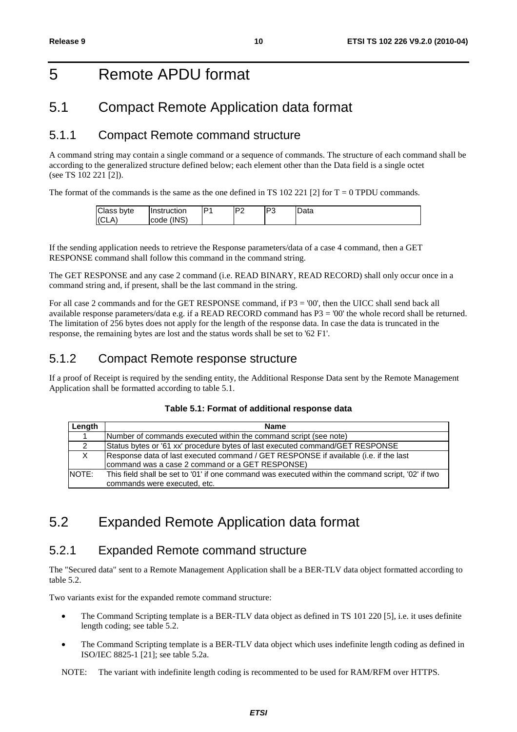# 5 Remote APDU format

## 5.1 Compact Remote Application data format

### 5.1.1 Compact Remote command structure

A command string may contain a single command or a sequence of commands. The structure of each command shall be according to the generalized structure defined below; each element other than the Data field is a single octet (see TS 102 221 [2]).

The format of the commands is the same as the one defined in TS 102 221 [2] for T = 0 TPDU commands.

| Class byte (CLA) | Instruction code (INS) | P1 | P2 | P3 | Data |
|---|---|---|---|---|---|

If the sending application needs to retrieve the Response parameters/data of a case 4 command, then a GET RESPONSE command shall follow this command in the command string.

The GET RESPONSE and any case 2 command (i.e. READ BINARY, READ RECORD) shall only occur once in a command string and, if present, shall be the last command in the string.

For all case 2 commands and for the GET RESPONSE command, if P3 = '00', then the UICC shall send back all available response parameters/data e.g. if a READ RECORD command has P3 = '00' the whole record shall be returned. The limitation of 256 bytes does not apply for the length of the response data. In case the data is truncated in the response, the remaining bytes are lost and the status words shall be set to '62 F1'.

### 5.1.2 Compact Remote response structure

If a proof of Receipt is required by the sending entity, the Additional Response Data sent by the Remote Management Application shall be formatted according to table 5.1.

**Table 5.1: Format of additional response data**

| Length | Name |
|---|---|
| 1 | Number of commands executed within the command script (see note) |
| 2 | Status bytes or '61 xx' procedure bytes of last executed command/GET RESPONSE |
| X | Response data of last executed command / GET RESPONSE if available (i.e. if the last command was a case 2 command or a GET RESPONSE) |
| NOTE: | This field shall be set to '01' if one command was executed within the command script, '02' if two commands were executed, etc. |

## 5.2 Expanded Remote Application data format

### 5.2.1 Expanded Remote command structure

The "Secured data" sent to a Remote Management Application shall be a BER-TLV data object formatted according to table 5.2.

Two variants exist for the expanded remote command structure:

- The Command Scripting template is a BER-TLV data object as defined in TS 101 220 [5], i.e. it uses definite length coding; see table 5.2.
- The Command Scripting template is a BER-TLV data object which uses indefinite length coding as defined in ISO/IEC 8825-1 [21]; see table 5.2a.

NOTE: The variant with indefinite length coding is recommented to be used for RAM/RFM over HTTPS.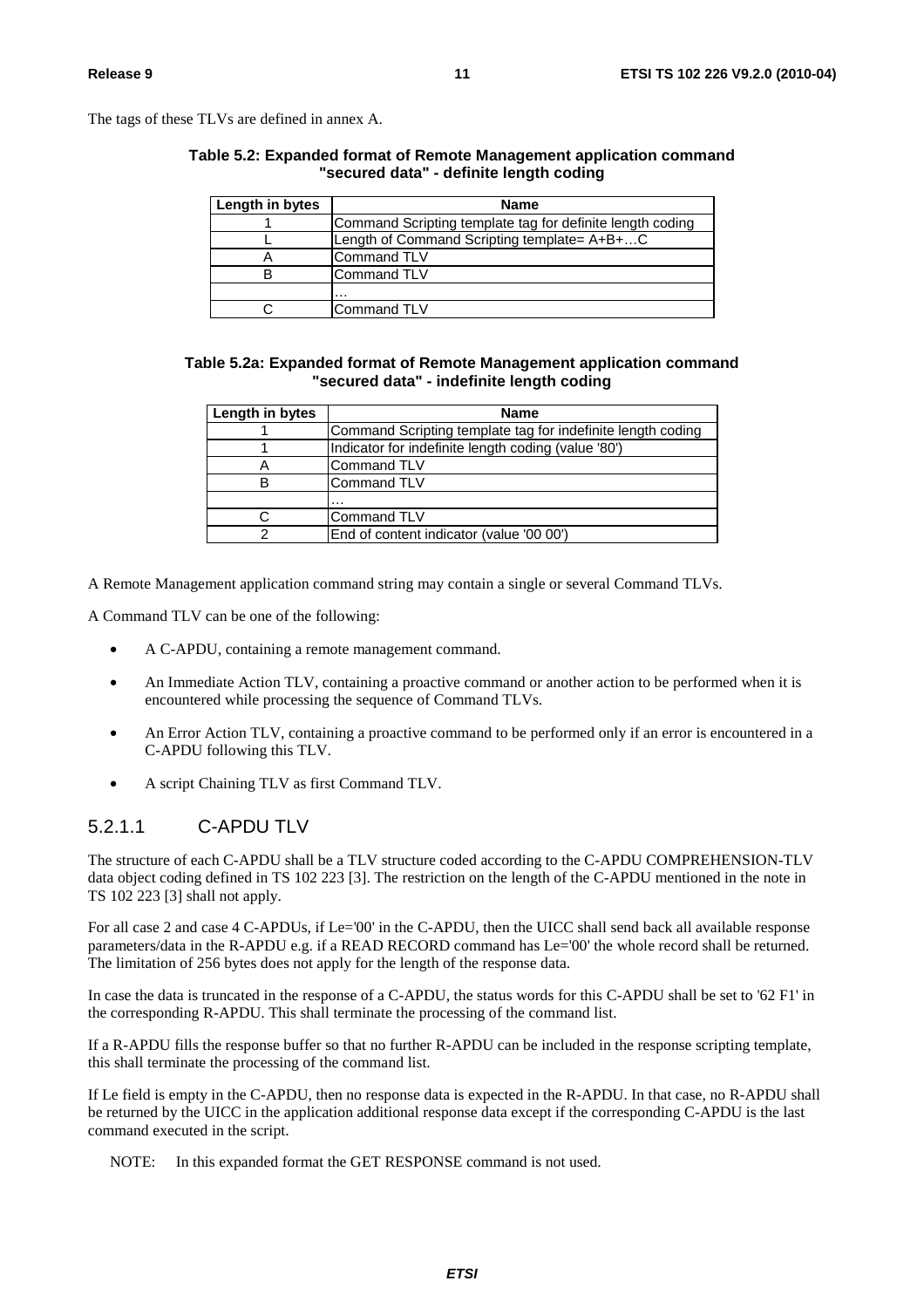The tags of these TLVs are defined in annex A.

**Table 5.2: Expanded format of Remote Management application command "secured data" - definite length coding**

| Length in bytes | Name |
|---|---|
| 1 | Command Scripting template tag for definite length coding |
| L | Length of Command Scripting template= A+B+…C |
| A | Command TLV |
| B | Command TLV |
| | … |
| C | Command TLV |

**Table 5.2a: Expanded format of Remote Management application command "secured data" - indefinite length coding**

| Length in bytes | Name |
|---|---|
| 1 | Command Scripting template tag for indefinite length coding |
| 1 | Indicator for indefinite length coding (value '80') |
| A | Command TLV |
| B | Command TLV |
| | … |
| C | Command TLV |
| 2 | End of content indicator (value '00 00') |

A Remote Management application command string may contain a single or several Command TLVs.

A Command TLV can be one of the following:

- A C-APDU, containing a remote management command.
- An Immediate Action TLV, containing a proactive command or another action to be performed when it is encountered while processing the sequence of Command TLVs.
- An Error Action TLV, containing a proactive command to be performed only if an error is encountered in a C-APDU following this TLV.
- A script Chaining TLV as first Command TLV.

### 5.2.1.1 C-APDU TLV

The structure of each C-APDU shall be a TLV structure coded according to the C-APDU COMPREHENSION-TLV data object coding defined in TS 102 223 [3]. The restriction on the length of the C-APDU mentioned in the note in TS 102 223 [3] shall not apply.

For all case 2 and case 4 C-APDUs, if Le='00' in the C-APDU, then the UICC shall send back all available response parameters/data in the R-APDU e.g. if a READ RECORD command has Le='00' the whole record shall be returned. The limitation of 256 bytes does not apply for the length of the response data.

In case the data is truncated in the response of a C-APDU, the status words for this C-APDU shall be set to '62 F1' in the corresponding R-APDU. This shall terminate the processing of the command list.

If a R-APDU fills the response buffer so that no further R-APDU can be included in the response scripting template, this shall terminate the processing of the command list.

If Le field is empty in the C-APDU, then no response data is expected in the R-APDU. In that case, no R-APDU shall be returned by the UICC in the application additional response data except if the corresponding C-APDU is the last command executed in the script.

NOTE: In this expanded format the GET RESPONSE command is not used.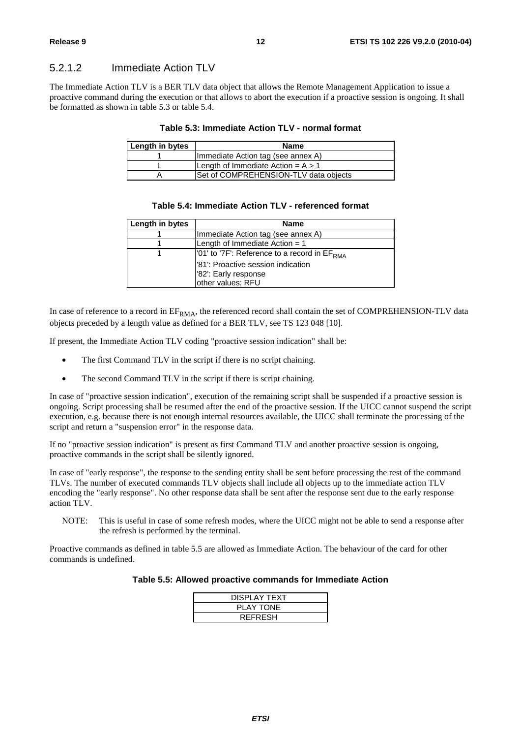### 5.2.1.2 Immediate Action TLV

The Immediate Action TLV is a BER TLV data object that allows the Remote Management Application to issue a proactive command during the execution or that allows to abort the execution if a proactive session is ongoing. It shall be formatted as shown in table 5.3 or table 5.4.

**Table 5.3: Immediate Action TLV - normal format**

| Length in bytes | Name |
|---|---|
| 1 | Immediate Action tag (see annex A) |
| L | Length of Immediate Action = A > 1 |
| A | Set of COMPREHENSION-TLV data objects |

**Table 5.4: Immediate Action TLV - referenced format**

| Length in bytes | Name |
|---|---|
| 1 | Immediate Action tag (see annex A) |
| 1 | Length of Immediate Action = 1 |
| 1 | '01' to '7F': Reference to a record in $EF_{RMA}$<br>'81': Proactive session indication<br>'82': Early response<br>other values: RFU |

In case of reference to a record in $EF_{RMA}$, the referenced record shall contain the set of COMPREHENSION-TLV data objects preceded by a length value as defined for a BER TLV, see TS 123 048 [10].

If present, the Immediate Action TLV coding "proactive session indication" shall be:

- The first Command TLV in the script if there is no script chaining.
- The second Command TLV in the script if there is script chaining.

In case of "proactive session indication", execution of the remaining script shall be suspended if a proactive session is ongoing. Script processing shall be resumed after the end of the proactive session. If the UICC cannot suspend the script execution, e.g. because there is not enough internal resources available, the UICC shall terminate the processing of the script and return a "suspension error" in the response data.

If no "proactive session indication" is present as first Command TLV and another proactive session is ongoing, proactive commands in the script shall be silently ignored.

In case of "early response", the response to the sending entity shall be sent before processing the rest of the command TLVs. The number of executed commands TLV objects shall include all objects up to the immediate action TLV encoding the "early response". No other response data shall be sent after the response sent due to the early response action TLV.

NOTE: This is useful in case of some refresh modes, where the UICC might not be able to send a response after the refresh is performed by the terminal.

Proactive commands as defined in table 5.5 are allowed as Immediate Action. The behaviour of the card for other commands is undefined.

**Table 5.5: Allowed proactive commands for Immediate Action**

| |
|---|
| DISPLAY TEXT |
| PLAY TONE |
| REFRESH |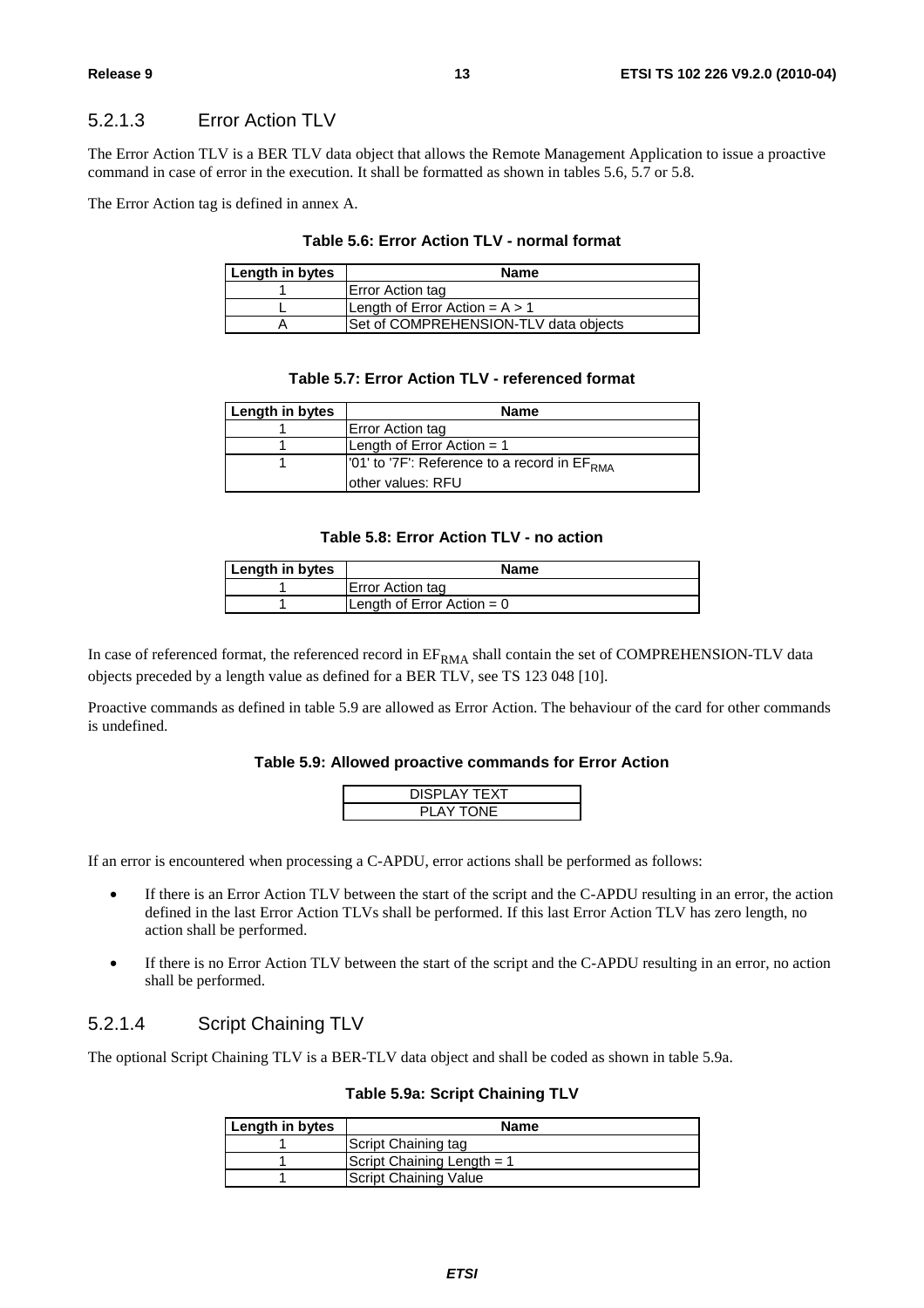### 5.2.1.3 Error Action TLV

The Error Action TLV is a BER TLV data object that allows the Remote Management Application to issue a proactive command in case of error in the execution. It shall be formatted as shown in tables 5.6, 5.7 or 5.8.

The Error Action tag is defined in annex A.

**Table 5.6: Error Action TLV - normal format**

| Length in bytes | Name |
|---|---|
| 1 | Error Action tag |
| L | Length of Error Action = A > 1 |
| A | Set of COMPREHENSION-TLV data objects |

**Table 5.7: Error Action TLV - referenced format**

| Length in bytes | Name |
|---|---|
| 1 | Error Action tag |
| 1 | Length of Error Action = 1 |
| 1 | '01' to '7F': Reference to a record in $EF_{RMA}$ other values: RFU |

**Table 5.8: Error Action TLV - no action**

| Length in bytes | Name |
|---|---|
| 1 | Error Action tag |
| 1 | Length of Error Action = 0 |

In case of referenced format, the referenced record in $EF_{RMA}$ shall contain the set of COMPREHENSION-TLV data objects preceded by a length value as defined for a BER TLV, see TS 123 048 [10].

Proactive commands as defined in table 5.9 are allowed as Error Action. The behaviour of the card for other commands is undefined.

**Table 5.9: Allowed proactive commands for Error Action**

| DISPLAY TEXT |
|---|
| PLAY TONE |

If an error is encountered when processing a C-APDU, error actions shall be performed as follows:

- If there is an Error Action TLV between the start of the script and the C-APDU resulting in an error, the action defined in the last Error Action TLVs shall be performed. If this last Error Action TLV has zero length, no action shall be performed.
- If there is no Error Action TLV between the start of the script and the C-APDU resulting in an error, no action shall be performed.

### 5.2.1.4 Script Chaining TLV

The optional Script Chaining TLV is a BER-TLV data object and shall be coded as shown in table 5.9a.

**Table 5.9a: Script Chaining TLV**

| Length in bytes | Name |
|---|---|
| 1 | Script Chaining tag |
| 1 | Script Chaining Length = 1 |
| 1 | Script Chaining Value |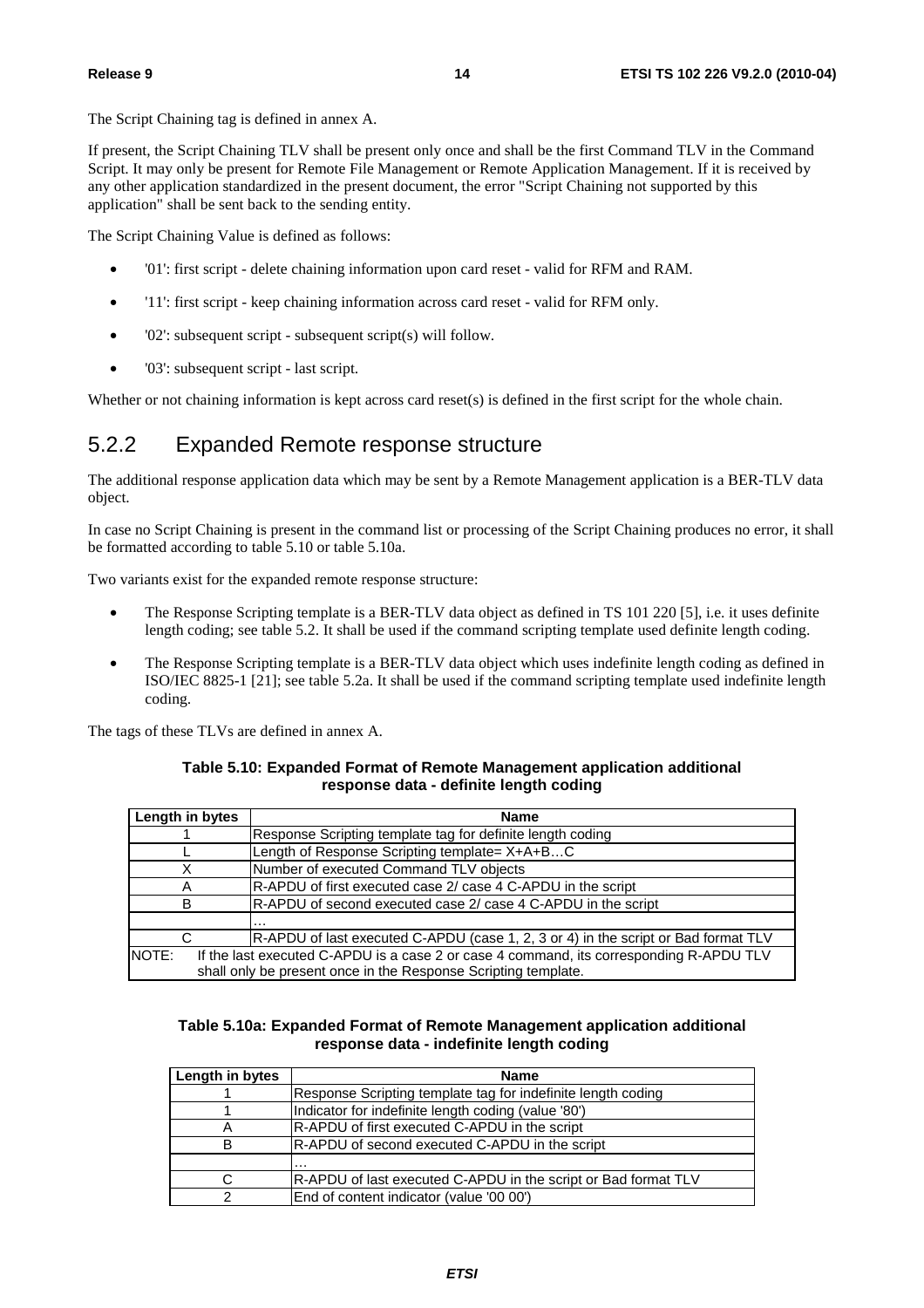The Script Chaining tag is defined in annex A.

If present, the Script Chaining TLV shall be present only once and shall be the first Command TLV in the Command Script. It may only be present for Remote File Management or Remote Application Management. If it is received by any other application standardized in the present document, the error "Script Chaining not supported by this application" shall be sent back to the sending entity.

The Script Chaining Value is defined as follows:

- '01': first script - delete chaining information upon card reset - valid for RFM and RAM.
- '11': first script - keep chaining information across card reset - valid for RFM only.
- '02': subsequent script - subsequent script(s) will follow.
- '03': subsequent script - last script.

Whether or not chaining information is kept across card reset(s) is defined in the first script for the whole chain.

## 5.2.2 Expanded Remote response structure

The additional response application data which may be sent by a Remote Management application is a BER-TLV data object.

In case no Script Chaining is present in the command list or processing of the Script Chaining produces no error, it shall be formatted according to table 5.10 or table 5.10a.

Two variants exist for the expanded remote response structure:

- The Response Scripting template is a BER-TLV data object as defined in TS 101 220 [5], i.e. it uses definite length coding; see table 5.2. It shall be used if the command scripting template used definite length coding.
- The Response Scripting template is a BER-TLV data object which uses indefinite length coding as defined in ISO/IEC 8825-1 [21]; see table 5.2a. It shall be used if the command scripting template used indefinite length coding.

The tags of these TLVs are defined in annex A.

**Table 5.10: Expanded Format of Remote Management application additional response data - definite length coding**

| Length in bytes | Name |
|---|---|
| 1 | Response Scripting template tag for definite length coding |
| L | Length of Response Scripting template= X+A+B…C |
| X | Number of executed Command TLV objects |
| A | R-APDU of first executed case 2/ case 4 C-APDU in the script |
| B | R-APDU of second executed case 2/ case 4 C-APDU in the script |
| | … |
| C | R-APDU of last executed C-APDU (case 1, 2, 3 or 4) in the script or Bad format TLV |
| NOTE: If the last executed C-APDU is a case 2 or case 4 command, its corresponding R-APDU TLV shall only be present once in the Response Scripting template. | |

**Table 5.10a: Expanded Format of Remote Management application additional response data - indefinite length coding**

| Length in bytes | Name |
|---|---|
| 1 | Response Scripting template tag for indefinite length coding |
| 1 | Indicator for indefinite length coding (value '80') |
| A | R-APDU of first executed C-APDU in the script |
| B | R-APDU of second executed C-APDU in the script |
| | … |
| C | R-APDU of last executed C-APDU in the script or Bad format TLV |
| 2 | End of content indicator (value '00 00') |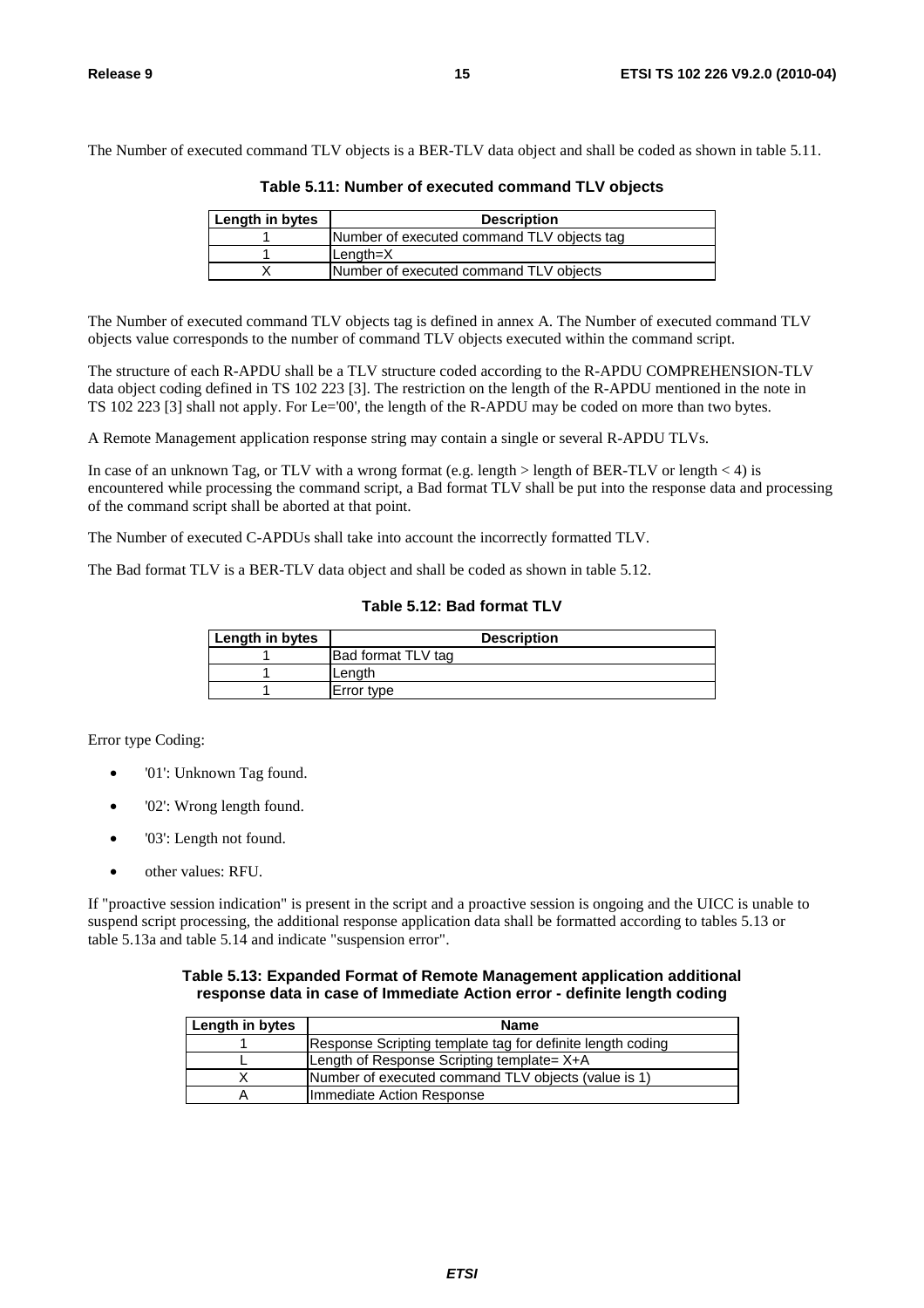The Number of executed command TLV objects is a BER-TLV data object and shall be coded as shown in table 5.11.

**Table 5.11: Number of executed command TLV objects**

| Length in bytes | Description |
|---|---|
| 1 | Number of executed command TLV objects tag |
| 1 | Length=X |
| X | Number of executed command TLV objects |

The Number of executed command TLV objects tag is defined in annex A. The Number of executed command TLV objects value corresponds to the number of command TLV objects executed within the command script.

The structure of each R-APDU shall be a TLV structure coded according to the R-APDU COMPREHENSION-TLV data object coding defined in TS 102 223 [3]. The restriction on the length of the R-APDU mentioned in the note in TS 102 223 [3] shall not apply. For Le='00', the length of the R-APDU may be coded on more than two bytes.

A Remote Management application response string may contain a single or several R-APDU TLVs.

In case of an unknown Tag, or TLV with a wrong format (e.g. length > length of BER-TLV or length < 4) is encountered while processing the command script, a Bad format TLV shall be put into the response data and processing of the command script shall be aborted at that point.

The Number of executed C-APDUs shall take into account the incorrectly formatted TLV.

The Bad format TLV is a BER-TLV data object and shall be coded as shown in table 5.12.

**Table 5.12: Bad format TLV**

| Length in bytes | Description |
|---|---|
| 1 | Bad format TLV tag |
| 1 | Length |
| 1 | Error type |

Error type Coding:

- '01': Unknown Tag found.
- '02': Wrong length found.
- '03': Length not found.
- other values: RFU.

If "proactive session indication" is present in the script and a proactive session is ongoing and the UICC is unable to suspend script processing, the additional response application data shall be formatted according to tables 5.13 or table 5.13a and table 5.14 and indicate "suspension error".

**Table 5.13: Expanded Format of Remote Management application additional response data in case of Immediate Action error - definite length coding**

| Length in bytes | Name |
|---|---|
| 1 | Response Scripting template tag for definite length coding |
| L | Length of Response Scripting template= X+A |
| X | Number of executed command TLV objects (value is 1) |
| A | Immediate Action Response |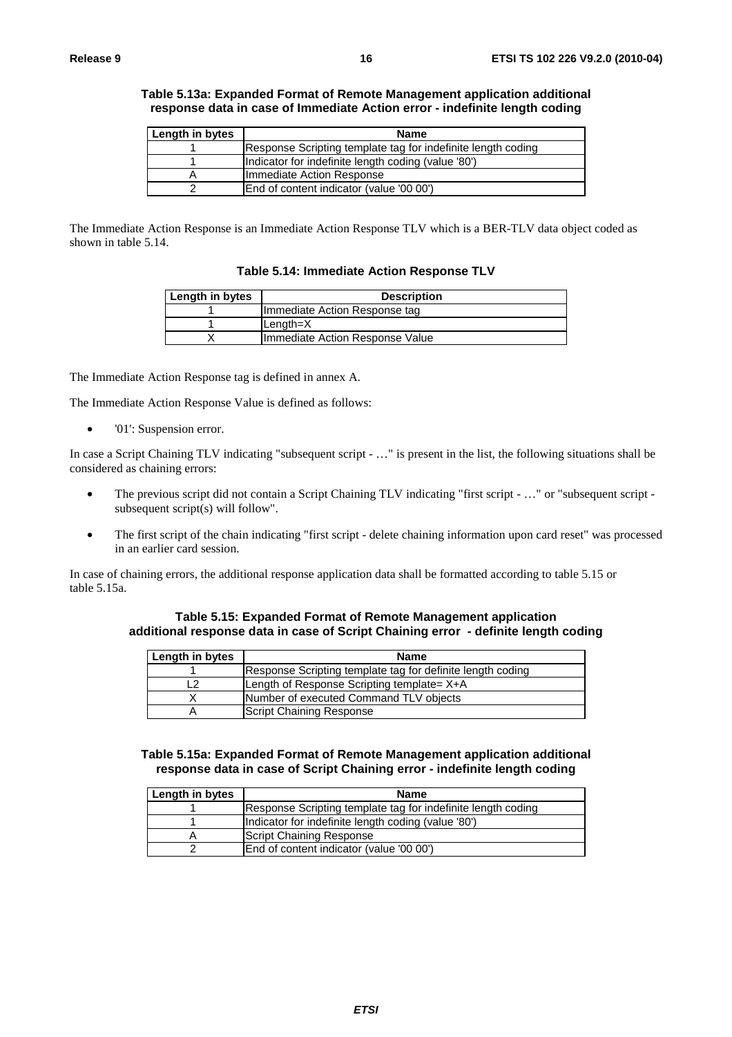**Table 5.13a: Expanded Format of Remote Management application additional response data in case of Immediate Action error - indefinite length coding**

| Length in bytes | Name |
|---|---|
| 1 | Response Scripting template tag for indefinite length coding |
| 1 | Indicator for indefinite length coding (value '80') |
| A | Immediate Action Response |
| 2 | End of content indicator (value '00 00') |

The Immediate Action Response is an Immediate Action Response TLV which is a BER-TLV data object coded as shown in table 5.14.

**Table 5.14: Immediate Action Response TLV**

| Length in bytes | Description |
|---|---|
| 1 | Immediate Action Response tag |
| 1 | Length=X |
| X | Immediate Action Response Value |

The Immediate Action Response tag is defined in annex A.

The Immediate Action Response Value is defined as follows:

- '01': Suspension error.

In case a Script Chaining TLV indicating "subsequent script - …" is present in the list, the following situations shall be considered as chaining errors:

- The previous script did not contain a Script Chaining TLV indicating "first script - …" or "subsequent script - subsequent script(s) will follow".
- The first script of the chain indicating "first script - delete chaining information upon card reset" was processed in an earlier card session.

In case of chaining errors, the additional response application data shall be formatted according to table 5.15 or table 5.15a.

**Table 5.15: Expanded Format of Remote Management application additional response data in case of Script Chaining error - definite length coding**

| Length in bytes | Name |
|---|---|
| 1 | Response Scripting template tag for definite length coding |
| L2 | Length of Response Scripting template= X+A |
| X | Number of executed Command TLV objects |
| A | Script Chaining Response |

**Table 5.15a: Expanded Format of Remote Management application additional response data in case of Script Chaining error - indefinite length coding**

| Length in bytes | Name |
|---|---|
| 1 | Response Scripting template tag for indefinite length coding |
| 1 | Indicator for indefinite length coding (value '80') |
| A | Script Chaining Response |
| 2 | End of content indicator (value '00 00') |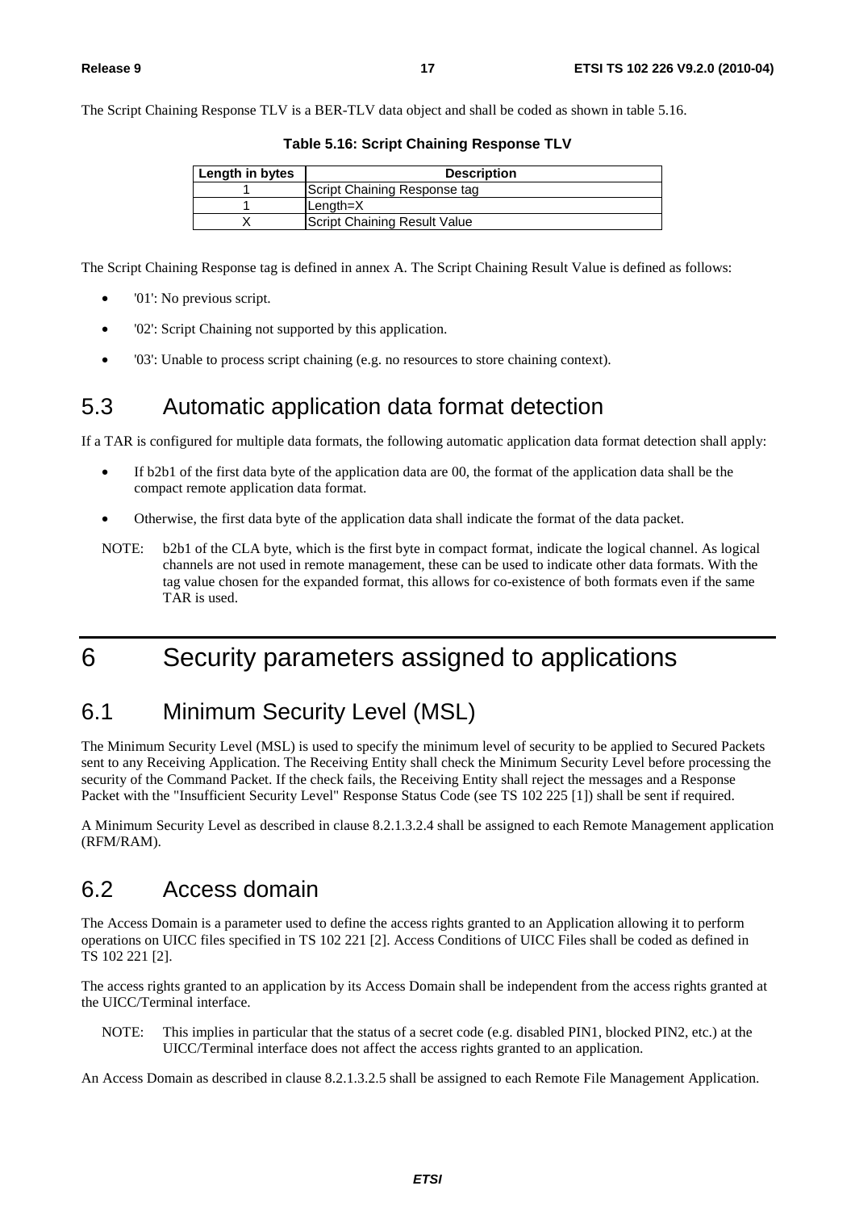The Script Chaining Response TLV is a BER-TLV data object and shall be coded as shown in table 5.16.

**Table 5.16: Script Chaining Response TLV**

| Length in bytes | Description |
| --- | --- |
| 1 | Script Chaining Response tag |
| 1 | Length=X |
| X | Script Chaining Result Value |

The Script Chaining Response tag is defined in annex A. The Script Chaining Result Value is defined as follows:

- '01': No previous script.
- '02': Script Chaining not supported by this application.
- '03': Unable to process script chaining (e.g. no resources to store chaining context).

## 5.3 Automatic application data format detection

If a TAR is configured for multiple data formats, the following automatic application data format detection shall apply:

- If b2b1 of the first data byte of the application data are 00, the format of the application data shall be the compact remote application data format.
- Otherwise, the first data byte of the application data shall indicate the format of the data packet.

NOTE: b2b1 of the CLA byte, which is the first byte in compact format, indicate the logical channel. As logical channels are not used in remote management, these can be used to indicate other data formats. With the tag value chosen for the expanded format, this allows for co-existence of both formats even if the same TAR is used.

# 6 Security parameters assigned to applications

## 6.1 Minimum Security Level (MSL)

The Minimum Security Level (MSL) is used to specify the minimum level of security to be applied to Secured Packets sent to any Receiving Application. The Receiving Entity shall check the Minimum Security Level before processing the security of the Command Packet. If the check fails, the Receiving Entity shall reject the messages and a Response Packet with the "Insufficient Security Level" Response Status Code (see TS 102 225 [1]) shall be sent if required.

A Minimum Security Level as described in clause 8.2.1.3.2.4 shall be assigned to each Remote Management application (RFM/RAM).

## 6.2 Access domain

The Access Domain is a parameter used to define the access rights granted to an Application allowing it to perform operations on UICC files specified in TS 102 221 [2]. Access Conditions of UICC Files shall be coded as defined in TS 102 221 [2].

The access rights granted to an application by its Access Domain shall be independent from the access rights granted at the UICC/Terminal interface.

NOTE: This implies in particular that the status of a secret code (e.g. disabled PIN1, blocked PIN2, etc.) at the UICC/Terminal interface does not affect the access rights granted to an application.

An Access Domain as described in clause 8.2.1.3.2.5 shall be assigned to each Remote File Management Application.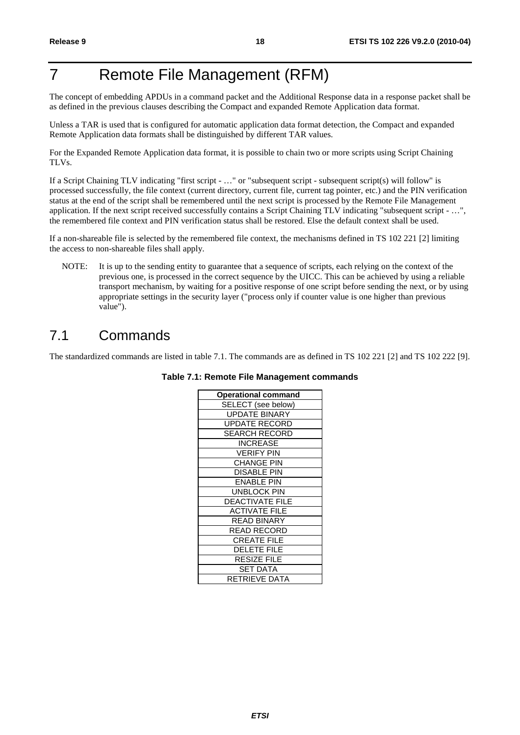# 7 Remote File Management (RFM)

The concept of embedding APDUs in a command packet and the Additional Response data in a response packet shall be as defined in the previous clauses describing the Compact and expanded Remote Application data format.

Unless a TAR is used that is configured for automatic application data format detection, the Compact and expanded Remote Application data formats shall be distinguished by different TAR values.

For the Expanded Remote Application data format, it is possible to chain two or more scripts using Script Chaining TLVs.

If a Script Chaining TLV indicating "first script - …" or "subsequent script - subsequent script(s) will follow" is processed successfully, the file context (current directory, current file, current tag pointer, etc.) and the PIN verification status at the end of the script shall be remembered until the next script is processed by the Remote File Management application. If the next script received successfully contains a Script Chaining TLV indicating "subsequent script - …", the remembered file context and PIN verification status shall be restored. Else the default context shall be used.

If a non-shareable file is selected by the remembered file context, the mechanisms defined in TS 102 221 [2] limiting the access to non-shareable files shall apply.

NOTE: It is up to the sending entity to guarantee that a sequence of scripts, each relying on the context of the previous one, is processed in the correct sequence by the UICC. This can be achieved by using a reliable transport mechanism, by waiting for a positive response of one script before sending the next, or by using appropriate settings in the security layer ("process only if counter value is one higher than previous value").

## 7.1 Commands

The standardized commands are listed in table 7.1. The commands are as defined in TS 102 221 [2] and TS 102 222 [9].

**Table 7.1: Remote File Management commands**

| Operational command |
|---|
| SELECT (see below) |
| UPDATE BINARY |
| UPDATE RECORD |
| SEARCH RECORD |
| INCREASE |
| VERIFY PIN |
| CHANGE PIN |
| DISABLE PIN |
| ENABLE PIN |
| UNBLOCK PIN |
| DEACTIVATE FILE |
| ACTIVATE FILE |
| READ BINARY |
| READ RECORD |
| CREATE FILE |
| DELETE FILE |
| RESIZE FILE |
| SET DATA |
| RETRIEVE DATA |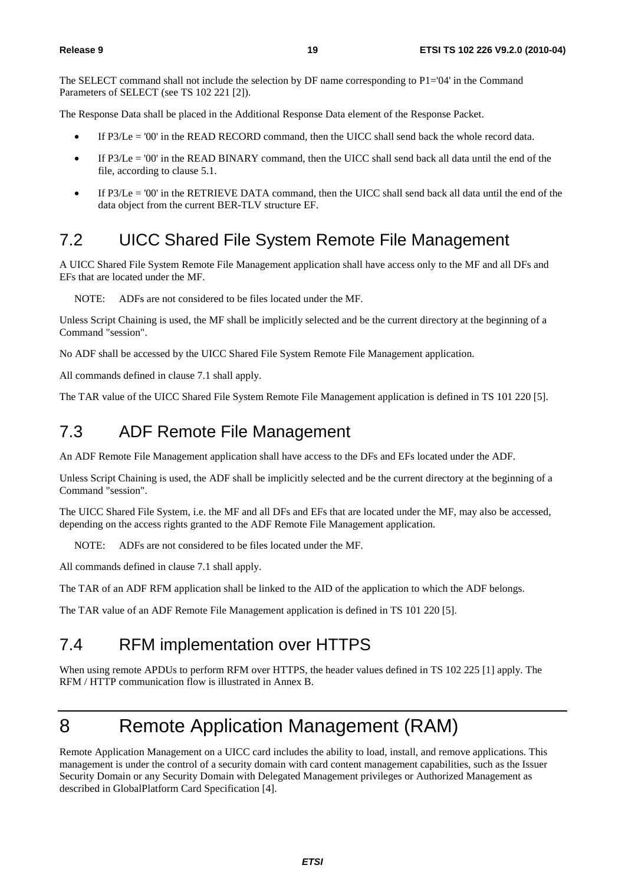The SELECT command shall not include the selection by DF name corresponding to P1='04' in the Command Parameters of SELECT (see TS 102 221 [2]).

The Response Data shall be placed in the Additional Response Data element of the Response Packet.

- If P3/Le = '00' in the READ RECORD command, then the UICC shall send back the whole record data.
- If P3/Le = '00' in the READ BINARY command, then the UICC shall send back all data until the end of the file, according to clause 5.1.
- If P3/Le = '00' in the RETRIEVE DATA command, then the UICC shall send back all data until the end of the data object from the current BER-TLV structure EF.

## 7.2 UICC Shared File System Remote File Management

A UICC Shared File System Remote File Management application shall have access only to the MF and all DFs and EFs that are located under the MF.

NOTE: ADFs are not considered to be files located under the MF.

Unless Script Chaining is used, the MF shall be implicitly selected and be the current directory at the beginning of a Command "session".

No ADF shall be accessed by the UICC Shared File System Remote File Management application.

All commands defined in clause 7.1 shall apply.

The TAR value of the UICC Shared File System Remote File Management application is defined in TS 101 220 [5].

## 7.3 ADF Remote File Management

An ADF Remote File Management application shall have access to the DFs and EFs located under the ADF.

Unless Script Chaining is used, the ADF shall be implicitly selected and be the current directory at the beginning of a Command "session".

The UICC Shared File System, i.e. the MF and all DFs and EFs that are located under the MF, may also be accessed, depending on the access rights granted to the ADF Remote File Management application.

NOTE: ADFs are not considered to be files located under the MF.

All commands defined in clause 7.1 shall apply.

The TAR of an ADF RFM application shall be linked to the AID of the application to which the ADF belongs.

The TAR value of an ADF Remote File Management application is defined in TS 101 220 [5].

## 7.4 RFM implementation over HTTPS

When using remote APDUs to perform RFM over HTTPS, the header values defined in TS 102 225 [1] apply. The RFM / HTTP communication flow is illustrated in Annex B.

# 8 Remote Application Management (RAM)

Remote Application Management on a UICC card includes the ability to load, install, and remove applications. This management is under the control of a security domain with card content management capabilities, such as the Issuer Security Domain or any Security Domain with Delegated Management privileges or Authorized Management as described in GlobalPlatform Card Specification [4].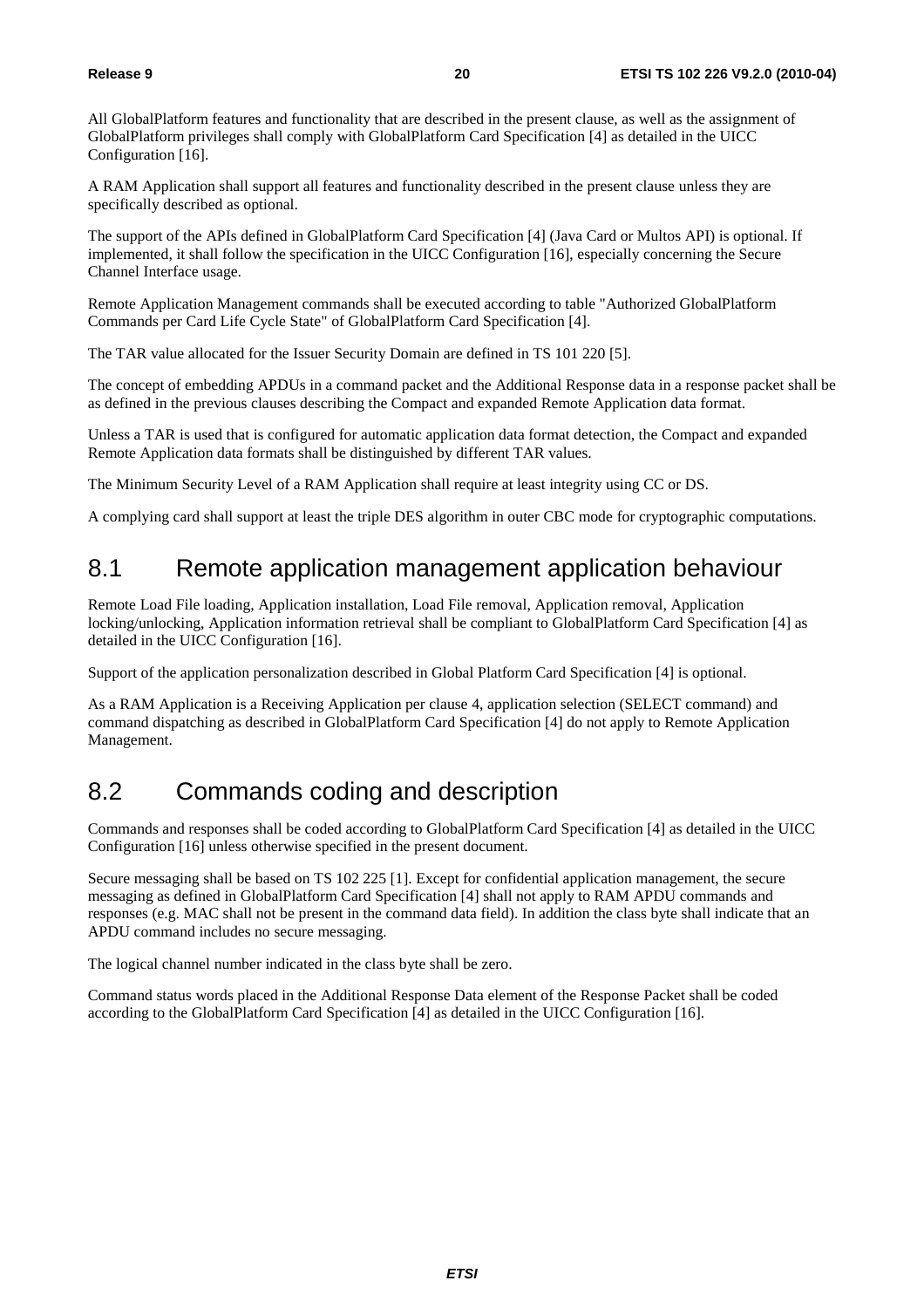All GlobalPlatform features and functionality that are described in the present clause, as well as the assignment of GlobalPlatform privileges shall comply with GlobalPlatform Card Specification [4] as detailed in the UICC Configuration [16].

A RAM Application shall support all features and functionality described in the present clause unless they are specifically described as optional.

The support of the APIs defined in GlobalPlatform Card Specification [4] (Java Card or Multos API) is optional. If implemented, it shall follow the specification in the UICC Configuration [16], especially concerning the Secure Channel Interface usage.

Remote Application Management commands shall be executed according to table "Authorized GlobalPlatform Commands per Card Life Cycle State" of GlobalPlatform Card Specification [4].

The TAR value allocated for the Issuer Security Domain are defined in TS 101 220 [5].

The concept of embedding APDUs in a command packet and the Additional Response data in a response packet shall be as defined in the previous clauses describing the Compact and expanded Remote Application data format.

Unless a TAR is used that is configured for automatic application data format detection, the Compact and expanded Remote Application data formats shall be distinguished by different TAR values.

The Minimum Security Level of a RAM Application shall require at least integrity using CC or DS.

A complying card shall support at least the triple DES algorithm in outer CBC mode for cryptographic computations.

## 8.1 Remote application management application behaviour

Remote Load File loading, Application installation, Load File removal, Application removal, Application locking/unlocking, Application information retrieval shall be compliant to GlobalPlatform Card Specification [4] as detailed in the UICC Configuration [16].

Support of the application personalization described in Global Platform Card Specification [4] is optional.

As a RAM Application is a Receiving Application per clause 4, application selection (SELECT command) and command dispatching as described in GlobalPlatform Card Specification [4] do not apply to Remote Application Management.

## 8.2 Commands coding and description

Commands and responses shall be coded according to GlobalPlatform Card Specification [4] as detailed in the UICC Configuration [16] unless otherwise specified in the present document.

Secure messaging shall be based on TS 102 225 [1]. Except for confidential application management, the secure messaging as defined in GlobalPlatform Card Specification [4] shall not apply to RAM APDU commands and responses (e.g. MAC shall not be present in the command data field). In addition the class byte shall indicate that an APDU command includes no secure messaging.

The logical channel number indicated in the class byte shall be zero.

Command status words placed in the Additional Response Data element of the Response Packet shall be coded according to the GlobalPlatform Card Specification [4] as detailed in the UICC Configuration [16].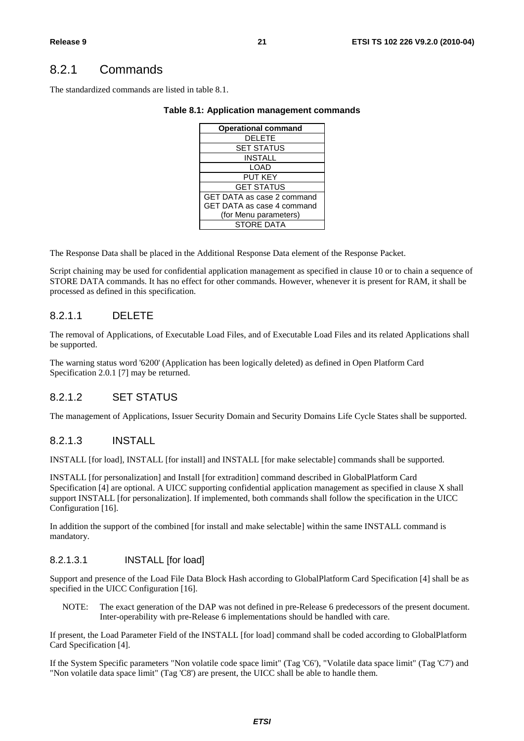## 8.2.1 Commands

The standardized commands are listed in table 8.1.

**Table 8.1: Application management commands**

| Operational command |
|---|
| DELETE |
| SET STATUS |
| INSTALL |
| LOAD |
| PUT KEY |
| GET STATUS |
| GET DATA as case 2 command<br>GET DATA as case 4 command<br>(for Menu parameters) |
| STORE DATA |

The Response Data shall be placed in the Additional Response Data element of the Response Packet.

Script chaining may be used for confidential application management as specified in clause 10 or to chain a sequence of STORE DATA commands. It has no effect for other commands. However, whenever it is present for RAM, it shall be processed as defined in this specification.

### 8.2.1.1 DELETE

The removal of Applications, of Executable Load Files, and of Executable Load Files and its related Applications shall be supported.

The warning status word '6200' (Application has been logically deleted) as defined in Open Platform Card Specification 2.0.1 [7] may be returned.

### 8.2.1.2 SET STATUS

The management of Applications, Issuer Security Domain and Security Domains Life Cycle States shall be supported.

### 8.2.1.3 INSTALL

INSTALL [for load], INSTALL [for install] and INSTALL [for make selectable] commands shall be supported.

INSTALL [for personalization] and Install [for extradition] command described in GlobalPlatform Card Specification [4] are optional. A UICC supporting confidential application management as specified in clause X shall support INSTALL [for personalization]. If implemented, both commands shall follow the specification in the UICC Configuration [16].

In addition the support of the combined [for install and make selectable] within the same INSTALL command is mandatory.

#### 8.2.1.3.1 INSTALL [for load]

Support and presence of the Load File Data Block Hash according to GlobalPlatform Card Specification [4] shall be as specified in the UICC Configuration [16].

NOTE: The exact generation of the DAP was not defined in pre-Release 6 predecessors of the present document. Inter-operability with pre-Release 6 implementations should be handled with care.

If present, the Load Parameter Field of the INSTALL [for load] command shall be coded according to GlobalPlatform Card Specification [4].

If the System Specific parameters "Non volatile code space limit" (Tag 'C6'), "Volatile data space limit" (Tag 'C7') and "Non volatile data space limit" (Tag 'C8') are present, the UICC shall be able to handle them.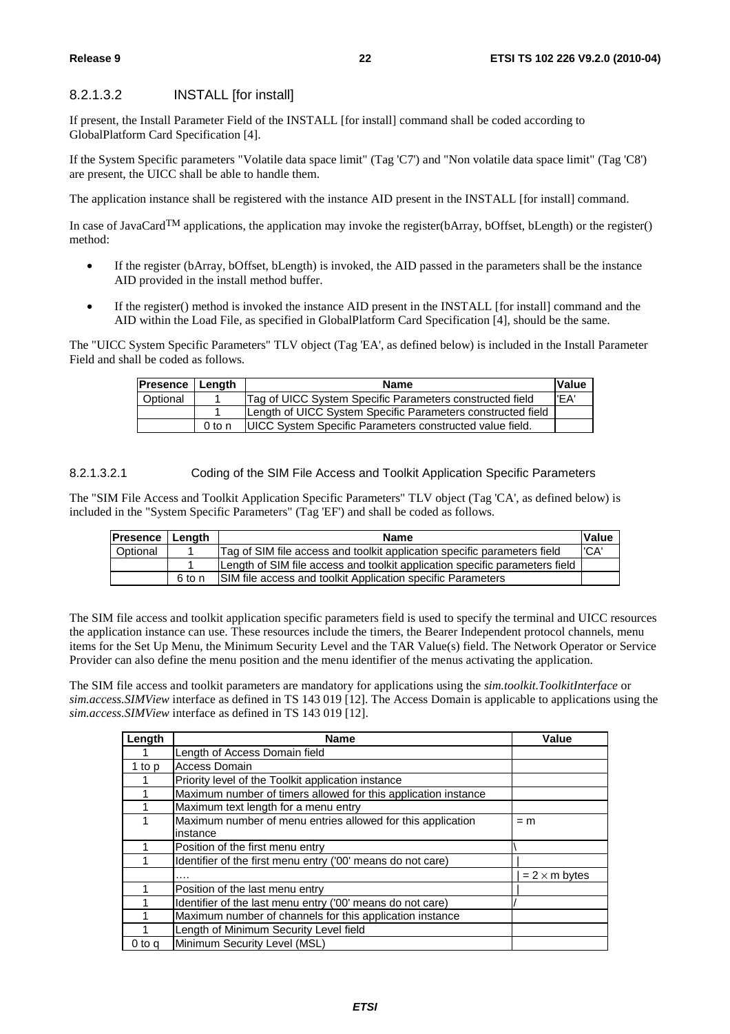#### 8.2.1.3.2 INSTALL [for install]

If present, the Install Parameter Field of the INSTALL [for install] command shall be coded according to GlobalPlatform Card Specification [4].

If the System Specific parameters "Volatile data space limit" (Tag 'C7') and "Non volatile data space limit" (Tag 'C8') are present, the UICC shall be able to handle them.

The application instance shall be registered with the instance AID present in the INSTALL [for install] command.

In case of JavaCard[TM] applications, the application may invoke the register(bArray, bOffset, bLength) or the register() method:

- If the register (bArray, bOffset, bLength) is invoked, the AID passed in the parameters shall be the instance AID provided in the install method buffer.
- If the register() method is invoked the instance AID present in the INSTALL [for install] command and the AID within the Load File, as specified in GlobalPlatform Card Specification [4], should be the same.

The "UICC System Specific Parameters" TLV object (Tag 'EA', as defined below) is included in the Install Parameter Field and shall be coded as follows.

| Presence | Length | Name | Value |
|---|---|---|---|
| Optional | 1 | Tag of UICC System Specific Parameters constructed field | 'EA' |
| | 1 | Length of UICC System Specific Parameters constructed field | |
| | 0 to n | UICC System Specific Parameters constructed value field. | |

##### 8.2.1.3.2.1 Coding of the SIM File Access and Toolkit Application Specific Parameters

The "SIM File Access and Toolkit Application Specific Parameters" TLV object (Tag 'CA', as defined below) is included in the "System Specific Parameters" (Tag 'EF') and shall be coded as follows.

| Presence | Length | Name | Value |
|---|---|---|---|
| Optional | 1 | Tag of SIM file access and toolkit application specific parameters field | 'CA' |
| | 1 | Length of SIM file access and toolkit application specific parameters field | |
| | 6 to n | SIM file access and toolkit Application specific Parameters | |

The SIM file access and toolkit application specific parameters field is used to specify the terminal and UICC resources the application instance can use. These resources include the timers, the Bearer Independent protocol channels, menu items for the Set Up Menu, the Minimum Security Level and the TAR Value(s) field. The Network Operator or Service Provider can also define the menu position and the menu identifier of the menus activating the application.

The SIM file access and toolkit parameters are mandatory for applications using the *sim.toolkit.ToolkitInterface* or *sim.access.SIMView* interface as defined in TS 143 019 [12]. The Access Domain is applicable to applications using the *sim.access.SIMView* interface as defined in TS 143 019 [12].

| Length | Name | Value |
|---|---|---|
| 1 | Length of Access Domain field | |
| 1 to p | Access Domain | |
| 1 | Priority level of the Toolkit application instance | |
| 1 | Maximum number of timers allowed for this application instance | |
| 1 | Maximum text length for a menu entry | |
| 1 | Maximum number of menu entries allowed for this application instance | = m |
| 1 | Position of the first menu entry | \ |
| 1 | Identifier of the first menu entry ('00' means do not care) | \| |
| | …. | \| = 2 × m bytes |
| 1 | Position of the last menu entry | \| |
| 1 | Identifier of the last menu entry ('00' means do not care) | / |
| 1 | Maximum number of channels for this application instance | |
| 1 | Length of Minimum Security Level field | |
| 0 to q | Minimum Security Level (MSL) | |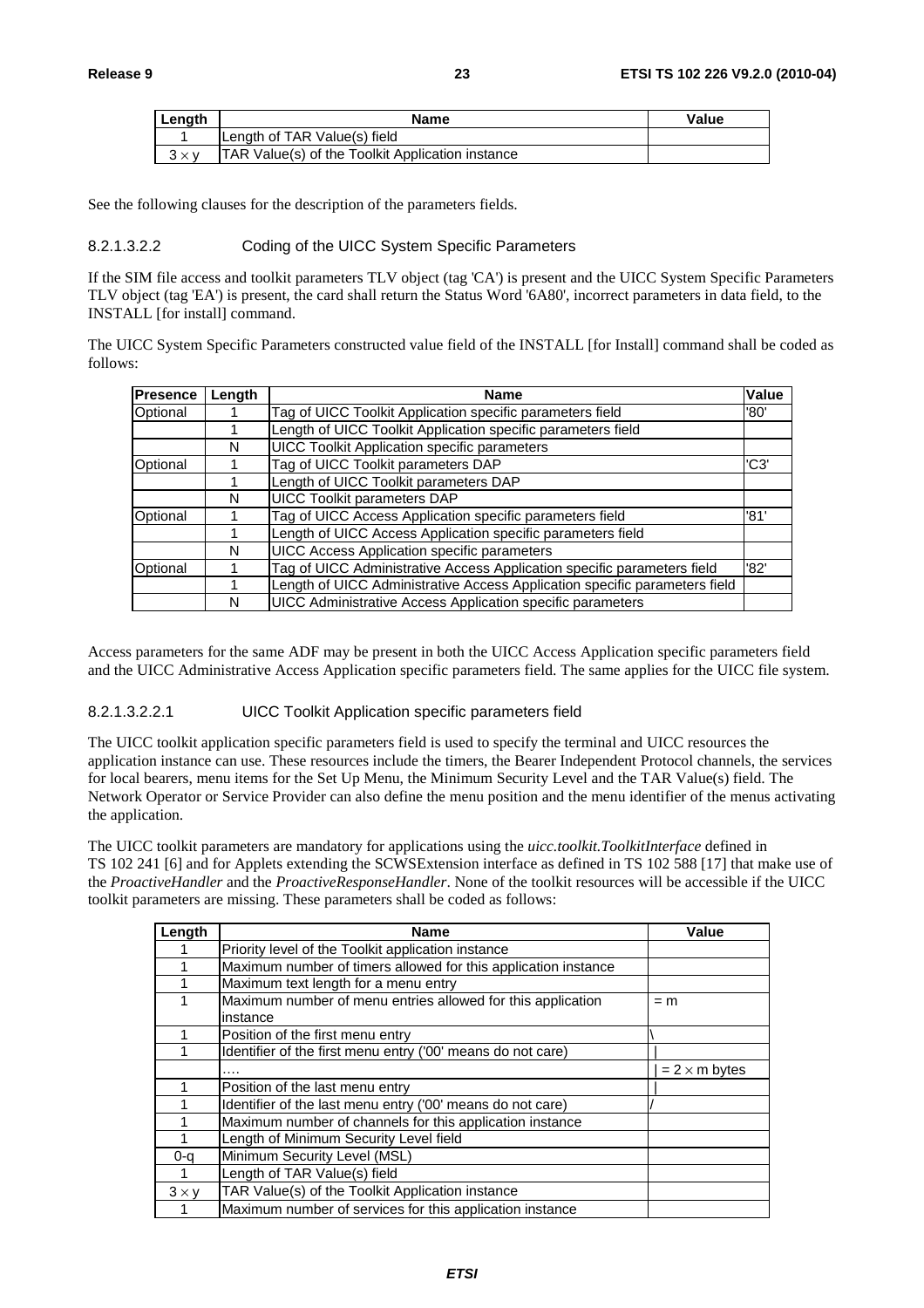| Length | Name | Value |
| --- | --- | --- |
| 1 | Length of TAR Value(s) field | |
| 3 × y | TAR Value(s) of the Toolkit Application instance | |

See the following clauses for the description of the parameters fields.

#### 8.2.1.3.2.2 Coding of the UICC System Specific Parameters

If the SIM file access and toolkit parameters TLV object (tag 'CA') is present and the UICC System Specific Parameters TLV object (tag 'EA') is present, the card shall return the Status Word '6A80', incorrect parameters in data field, to the INSTALL [for install] command.

The UICC System Specific Parameters constructed value field of the INSTALL [for Install] command shall be coded as follows:

| Presence | Length | Name | Value |
| --- | --- | --- | --- |
| Optional | 1 | Tag of UICC Toolkit Application specific parameters field | '80' |
| | 1 | Length of UICC Toolkit Application specific parameters field | |
| | N | UICC Toolkit Application specific parameters | |
| Optional | 1 | Tag of UICC Toolkit parameters DAP | 'C3' |
| | 1 | Length of UICC Toolkit parameters DAP | |
| | N | UICC Toolkit parameters DAP | |
| Optional | 1 | Tag of UICC Access Application specific parameters field | '81' |
| | 1 | Length of UICC Access Application specific parameters field | |
| | N | UICC Access Application specific parameters | |
| Optional | 1 | Tag of UICC Administrative Access Application specific parameters field | '82' |
| | 1 | Length of UICC Administrative Access Application specific parameters field | |
| | N | UICC Administrative Access Application specific parameters | |

Access parameters for the same ADF may be present in both the UICC Access Application specific parameters field and the UICC Administrative Access Application specific parameters field. The same applies for the UICC file system.

##### 8.2.1.3.2.2.1 UICC Toolkit Application specific parameters field

The UICC toolkit application specific parameters field is used to specify the terminal and UICC resources the application instance can use. These resources include the timers, the Bearer Independent Protocol channels, the services for local bearers, menu items for the Set Up Menu, the Minimum Security Level and the TAR Value(s) field. The Network Operator or Service Provider can also define the menu position and the menu identifier of the menus activating the application.

The UICC toolkit parameters are mandatory for applications using the *uicc.toolkit.ToolkitInterface* defined in TS 102 241 [6] and for Applets extending the SCWSExtension interface as defined in TS 102 588 [17] that make use of the *ProactiveHandler* and the *ProactiveResponseHandler*. None of the toolkit resources will be accessible if the UICC toolkit parameters are missing. These parameters shall be coded as follows:

| Length | Name | Value |
| --- | --- | --- |
| 1 | Priority level of the Toolkit application instance | |
| 1 | Maximum number of timers allowed for this application instance | |
| 1 | Maximum text length for a menu entry | |
| 1 | Maximum number of menu entries allowed for this application instance | = m |
| 1 | Position of the first menu entry | \ |
| 1 | Identifier of the first menu entry ('00' means do not care) | \| |
| | .... | \| = 2 × m bytes |
| 1 | Position of the last menu entry | \| |
| 1 | Identifier of the last menu entry ('00' means do not care) | / |
| 1 | Maximum number of channels for this application instance | |
| 1 | Length of Minimum Security Level field | |
| 0-q | Minimum Security Level (MSL) | |
| 1 | Length of TAR Value(s) field | |
| 3 × y | TAR Value(s) of the Toolkit Application instance | |
| 1 | Maximum number of services for this application instance | |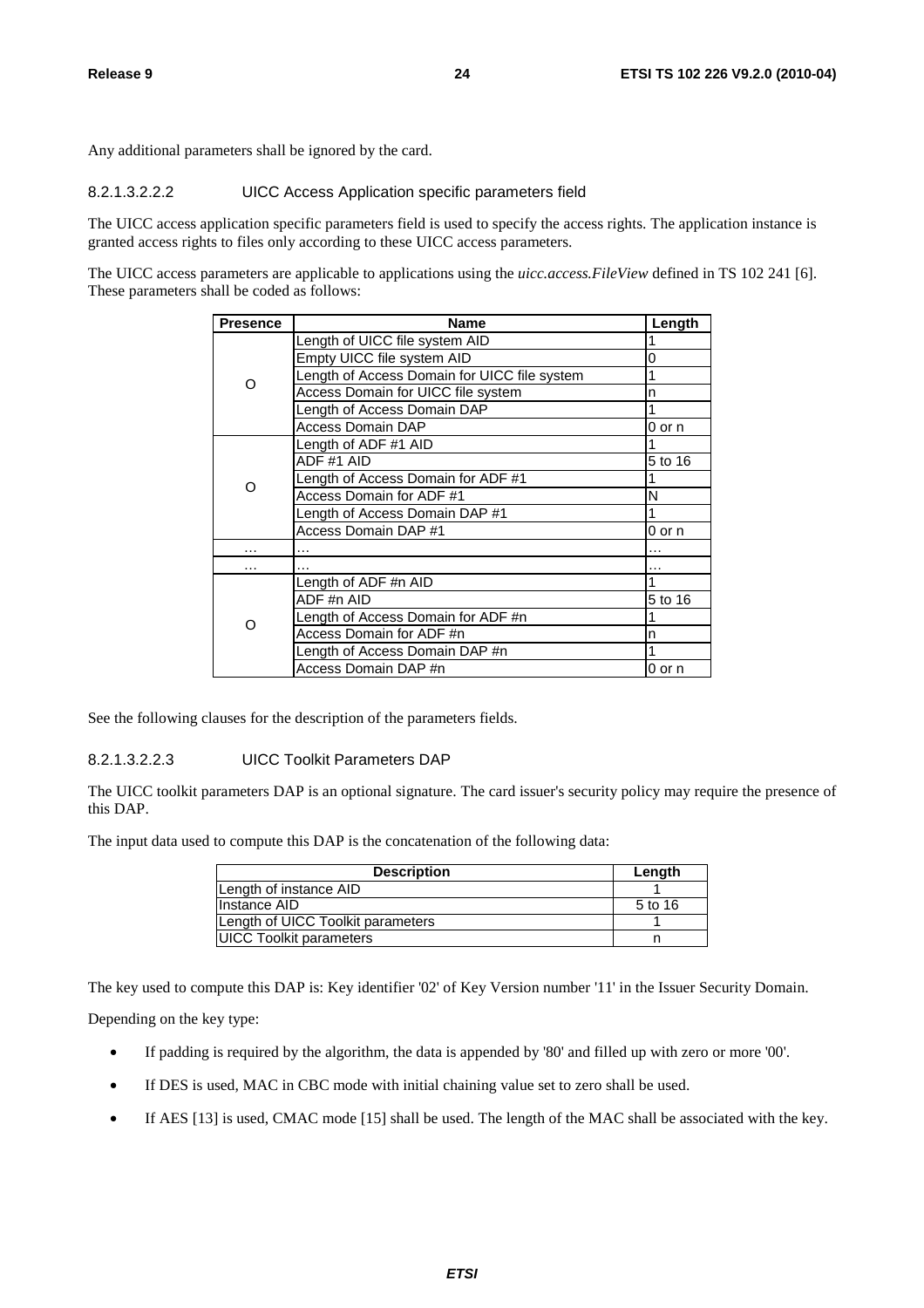Any additional parameters shall be ignored by the card.

#### 8.2.1.3.2.2.2 UICC Access Application specific parameters field

The UICC access application specific parameters field is used to specify the access rights. The application instance is granted access rights to files only according to these UICC access parameters.

The UICC access parameters are applicable to applications using the *uicc.access.FileView* defined in TS 102 241 [6]. These parameters shall be coded as follows:

| Presence | Name | Length |
|---|---|---|
| O | Length of UICC file system AID | 1 |
| | Empty UICC file system AID | 0 |
| | Length of Access Domain for UICC file system | 1 |
| | Access Domain for UICC file system | n |
| | Length of Access Domain DAP | 1 |
| | Access Domain DAP | 0 or n |
| O | Length of ADF #1 AID | 1 |
| | ADF #1 AID | 5 to 16 |
| | Length of Access Domain for ADF #1 | 1 |
| | Access Domain for ADF #1 | N |
| | Length of Access Domain DAP #1 | 1 |
| | Access Domain DAP #1 | 0 or n |
| … | … | … |
| … | … | … |
| O | Length of ADF #n AID | 1 |
| | ADF #n AID | 5 to 16 |
| | Length of Access Domain for ADF #n | 1 |
| | Access Domain for ADF #n | n |
| | Length of Access Domain DAP #n | 1 |
| | Access Domain DAP #n | 0 or n |

See the following clauses for the description of the parameters fields.

#### 8.2.1.3.2.2.3 UICC Toolkit Parameters DAP

The UICC toolkit parameters DAP is an optional signature. The card issuer's security policy may require the presence of this DAP.

The input data used to compute this DAP is the concatenation of the following data:

| Description | Length |
|---|---|
| Length of instance AID | 1 |
| Instance AID | 5 to 16 |
| Length of UICC Toolkit parameters | 1 |
| UICC Toolkit parameters | n |

The key used to compute this DAP is: Key identifier '02' of Key Version number '11' in the Issuer Security Domain.

Depending on the key type:

- If padding is required by the algorithm, the data is appended by '80' and filled up with zero or more '00'.
- If DES is used, MAC in CBC mode with initial chaining value set to zero shall be used.
- If AES [13] is used, CMAC mode [15] shall be used. The length of the MAC shall be associated with the key.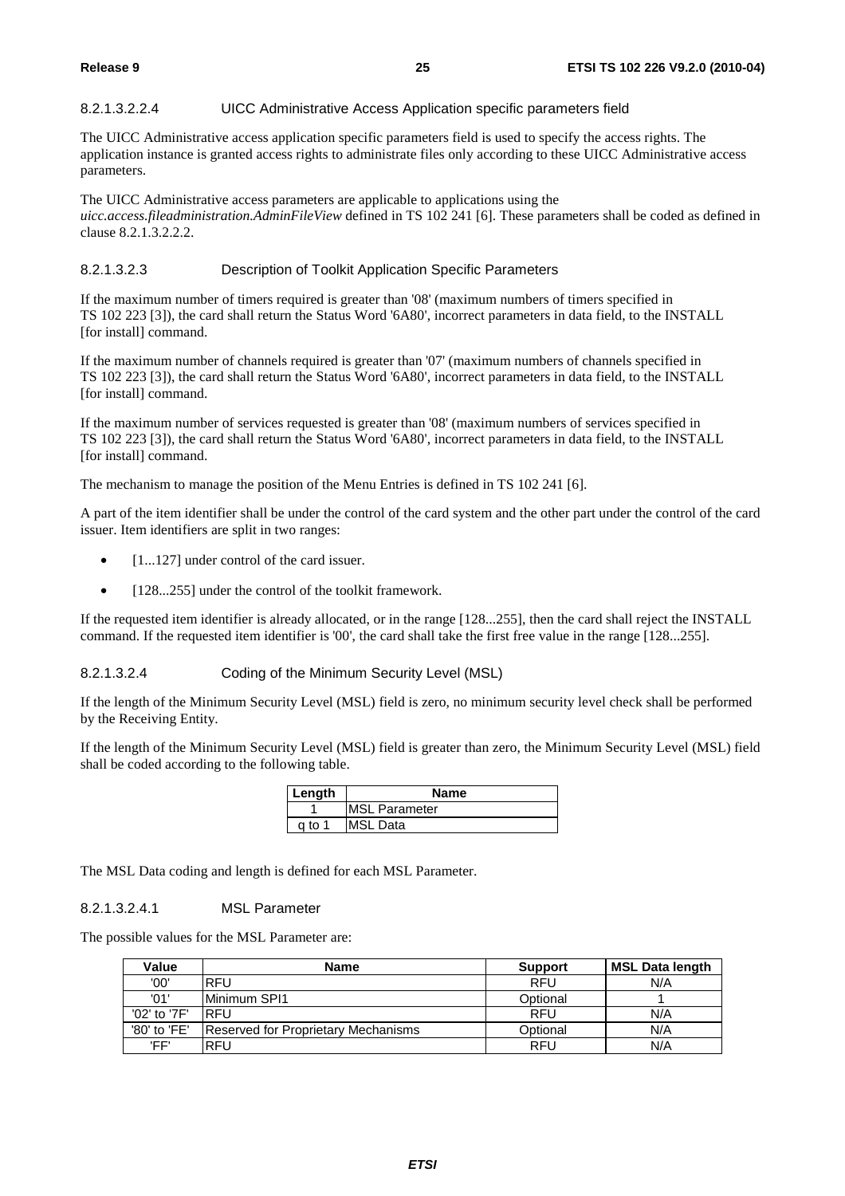#### 8.2.1.3.2.2.4 UICC Administrative Access Application specific parameters field

The UICC Administrative access application specific parameters field is used to specify the access rights. The application instance is granted access rights to administrate files only according to these UICC Administrative access parameters.

The UICC Administrative access parameters are applicable to applications using the *uicc.access.fileadministration.AdminFileView* defined in TS 102 241 [6]. These parameters shall be coded as defined in clause 8.2.1.3.2.2.2.

#### 8.2.1.3.2.3 Description of Toolkit Application Specific Parameters

If the maximum number of timers required is greater than '08' (maximum numbers of timers specified in TS 102 223 [3]), the card shall return the Status Word '6A80', incorrect parameters in data field, to the INSTALL [for install] command.

If the maximum number of channels required is greater than '07' (maximum numbers of channels specified in TS 102 223 [3]), the card shall return the Status Word '6A80', incorrect parameters in data field, to the INSTALL [for install] command.

If the maximum number of services requested is greater than '08' (maximum numbers of services specified in TS 102 223 [3]), the card shall return the Status Word '6A80', incorrect parameters in data field, to the INSTALL [for install] command.

The mechanism to manage the position of the Menu Entries is defined in TS 102 241 [6].

A part of the item identifier shall be under the control of the card system and the other part under the control of the card issuer. Item identifiers are split in two ranges:

- [1...127] under control of the card issuer.
- [128...255] under the control of the toolkit framework.

If the requested item identifier is already allocated, or in the range [128...255], then the card shall reject the INSTALL command. If the requested item identifier is '00', the card shall take the first free value in the range [128...255].

#### 8.2.1.3.2.4 Coding of the Minimum Security Level (MSL)

If the length of the Minimum Security Level (MSL) field is zero, no minimum security level check shall be performed by the Receiving Entity.

If the length of the Minimum Security Level (MSL) field is greater than zero, the Minimum Security Level (MSL) field shall be coded according to the following table.

| Length | Name |
|---|---|
| 1 | MSL Parameter |
| q to 1 | MSL Data |

The MSL Data coding and length is defined for each MSL Parameter.

##### 8.2.1.3.2.4.1 MSL Parameter

The possible values for the MSL Parameter are:

| Value | Name | Support | MSL Data length |
|---|---|---|---|
| '00' | RFU | RFU | N/A |
| '01' | Minimum SPI1 | Optional | 1 |
| '02' to '7F' | RFU | RFU | N/A |
| '80' to 'FE' | Reserved for Proprietary Mechanisms | Optional | N/A |
| 'FF' | RFU | RFU | N/A |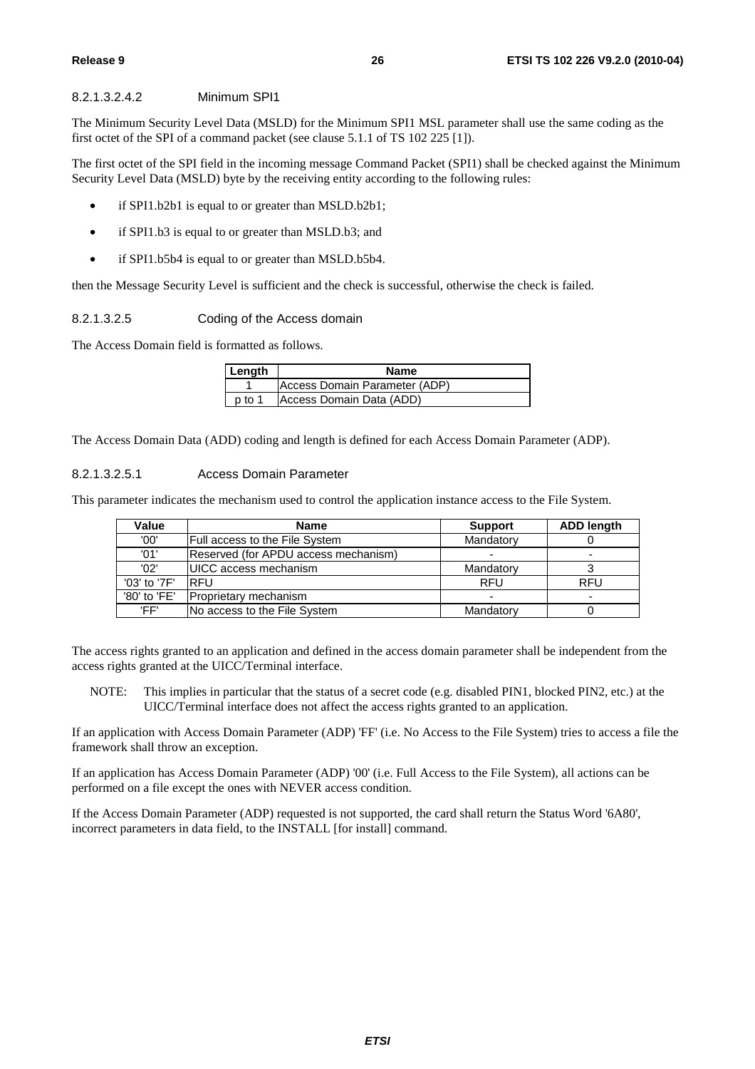##### 8.2.1.3.2.4.2 Minimum SPI1

The Minimum Security Level Data (MSLD) for the Minimum SPI1 MSL parameter shall use the same coding as the first octet of the SPI of a command packet (see clause 5.1.1 of TS 102 225 [1]).

The first octet of the SPI field in the incoming message Command Packet (SPI1) shall be checked against the Minimum Security Level Data (MSLD) byte by the receiving entity according to the following rules:

- if SPI1.b2b1 is equal to or greater than MSLD.b2b1;
- if SPI1.b3 is equal to or greater than MSLD.b3; and
- if SPI1.b5b4 is equal to or greater than MSLD.b5b4.

then the Message Security Level is sufficient and the check is successful, otherwise the check is failed.

##### 8.2.1.3.2.5 Coding of the Access domain

The Access Domain field is formatted as follows.

| Length | Name |
|---|---|
| 1 | Access Domain Parameter (ADP) |
| p to 1 | Access Domain Data (ADD) |

The Access Domain Data (ADD) coding and length is defined for each Access Domain Parameter (ADP).

##### 8.2.1.3.2.5.1 Access Domain Parameter

This parameter indicates the mechanism used to control the application instance access to the File System.

| Value | Name | Support | ADD length |
|---|---|---|---|
| '00' | Full access to the File System | Mandatory | 0 |
| '01' | Reserved (for APDU access mechanism) | - | - |
| '02' | UICC access mechanism | Mandatory | 3 |
| '03' to '7F' | RFU | RFU | RFU |
| '80' to 'FE' | Proprietary mechanism | - | - |
| 'FF' | No access to the File System | Mandatory | 0 |

The access rights granted to an application and defined in the access domain parameter shall be independent from the access rights granted at the UICC/Terminal interface.

NOTE: This implies in particular that the status of a secret code (e.g. disabled PIN1, blocked PIN2, etc.) at the UICC/Terminal interface does not affect the access rights granted to an application.

If an application with Access Domain Parameter (ADP) 'FF' (i.e. No Access to the File System) tries to access a file the framework shall throw an exception.

If an application has Access Domain Parameter (ADP) '00' (i.e. Full Access to the File System), all actions can be performed on a file except the ones with NEVER access condition.

If the Access Domain Parameter (ADP) requested is not supported, the card shall return the Status Word '6A80', incorrect parameters in data field, to the INSTALL [for install] command.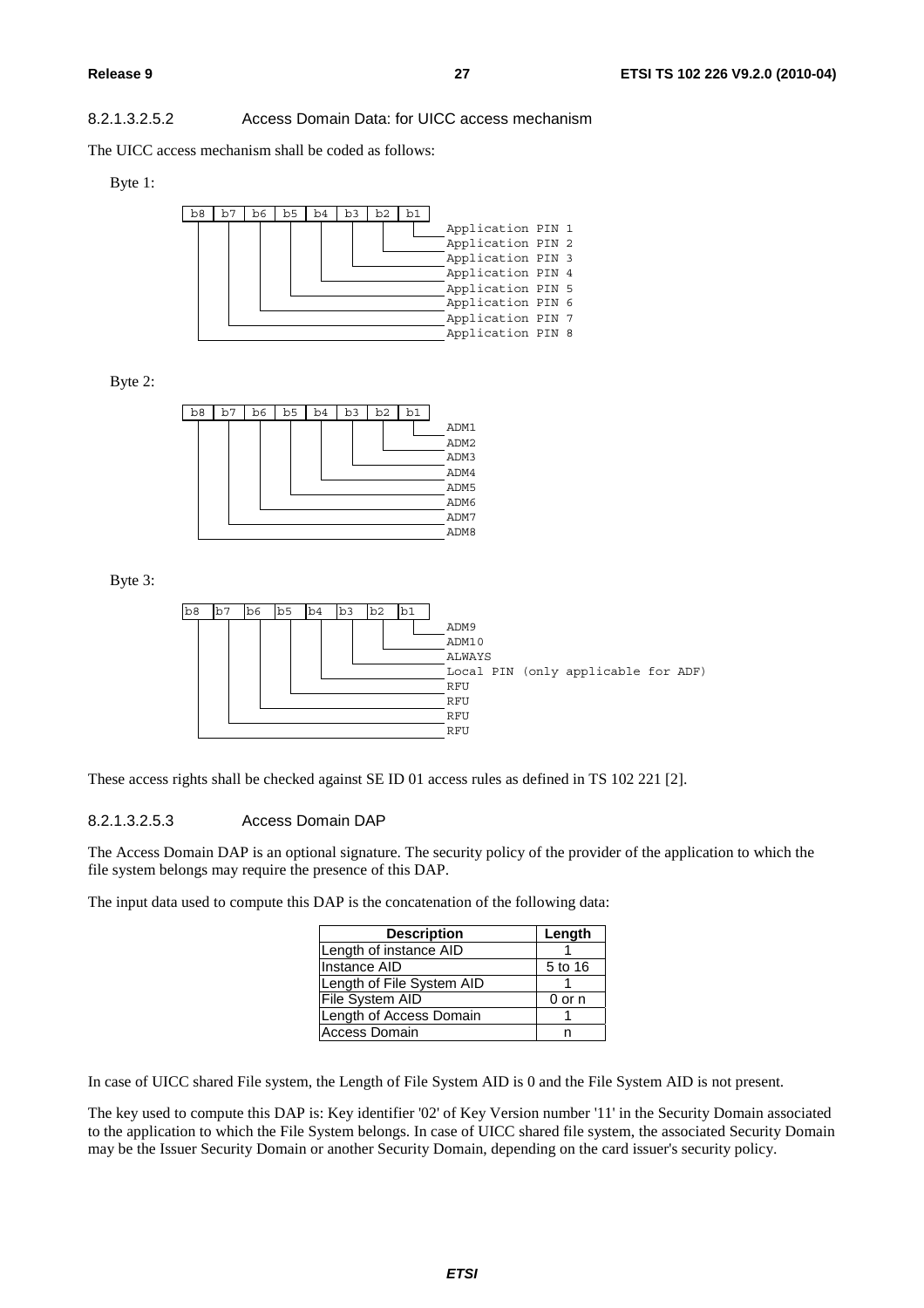#### 8.2.1.3.2.5.2 Access Domain Data: for UICC access mechanism

The UICC access mechanism shall be coded as follows:

Byte 1:

| b8 | b7 | b6 | b5 | b4 | b3 | b2 | b1 | Meaning |
|---|---|---|---|---|---|---|---|---|
| | | | | | | | x | Application PIN 1 |
| | | | | | | x | | Application PIN 2 |
| | | | | | x | | | Application PIN 3 |
| | | | | x | | | | Application PIN 4 |
| | | | x | | | | | Application PIN 5 |
| | | x | | | | | | Application PIN 6 |
| | x | | | | | | | Application PIN 7 |
| x | | | | | | | | Application PIN 8 |

Byte 2:

| b8 | b7 | b6 | b5 | b4 | b3 | b2 | b1 | Meaning |
|---|---|---|---|---|---|---|---|---|
| | | | | | | | x | ADM1 |
| | | | | | | x | | ADM2 |
| | | | | | x | | | ADM3 |
| | | | | x | | | | ADM4 |
| | | | x | | | | | ADM5 |
| | | x | | | | | | ADM6 |
| | x | | | | | | | ADM7 |
| x | | | | | | | | ADM8 |

Byte 3:

| b8 | b7 | b6 | b5 | b4 | b3 | b2 | b1 | Meaning |
|---|---|---|---|---|---|---|---|---|
| | | | | | | | x | ADM9 |
| | | | | | | x | | ADM10 |
| | | | | | x | | | ALWAYS |
| | | | | x | | | | Local PIN (only applicable for ADF) |
| | | | x | | | | | RFU |
| | | x | | | | | | RFU |
| | x | | | | | | | RFU |
| x | | | | | | | | RFU |

These access rights shall be checked against SE ID 01 access rules as defined in TS 102 221 [2].

#### 8.2.1.3.2.5.3 Access Domain DAP

The Access Domain DAP is an optional signature. The security policy of the provider of the application to which the file system belongs may require the presence of this DAP.

The input data used to compute this DAP is the concatenation of the following data:

| Description | Length |
|---|---|
| Length of instance AID | 1 |
| Instance AID | 5 to 16 |
| Length of File System AID | 1 |
| File System AID | 0 or n |
| Length of Access Domain | 1 |
| Access Domain | n |

In case of UICC shared File system, the Length of File System AID is 0 and the File System AID is not present.

The key used to compute this DAP is: Key identifier '02' of Key Version number '11' in the Security Domain associated to the application to which the File System belongs. In case of UICC shared file system, the associated Security Domain may be the Issuer Security Domain or another Security Domain, depending on the card issuer's security policy.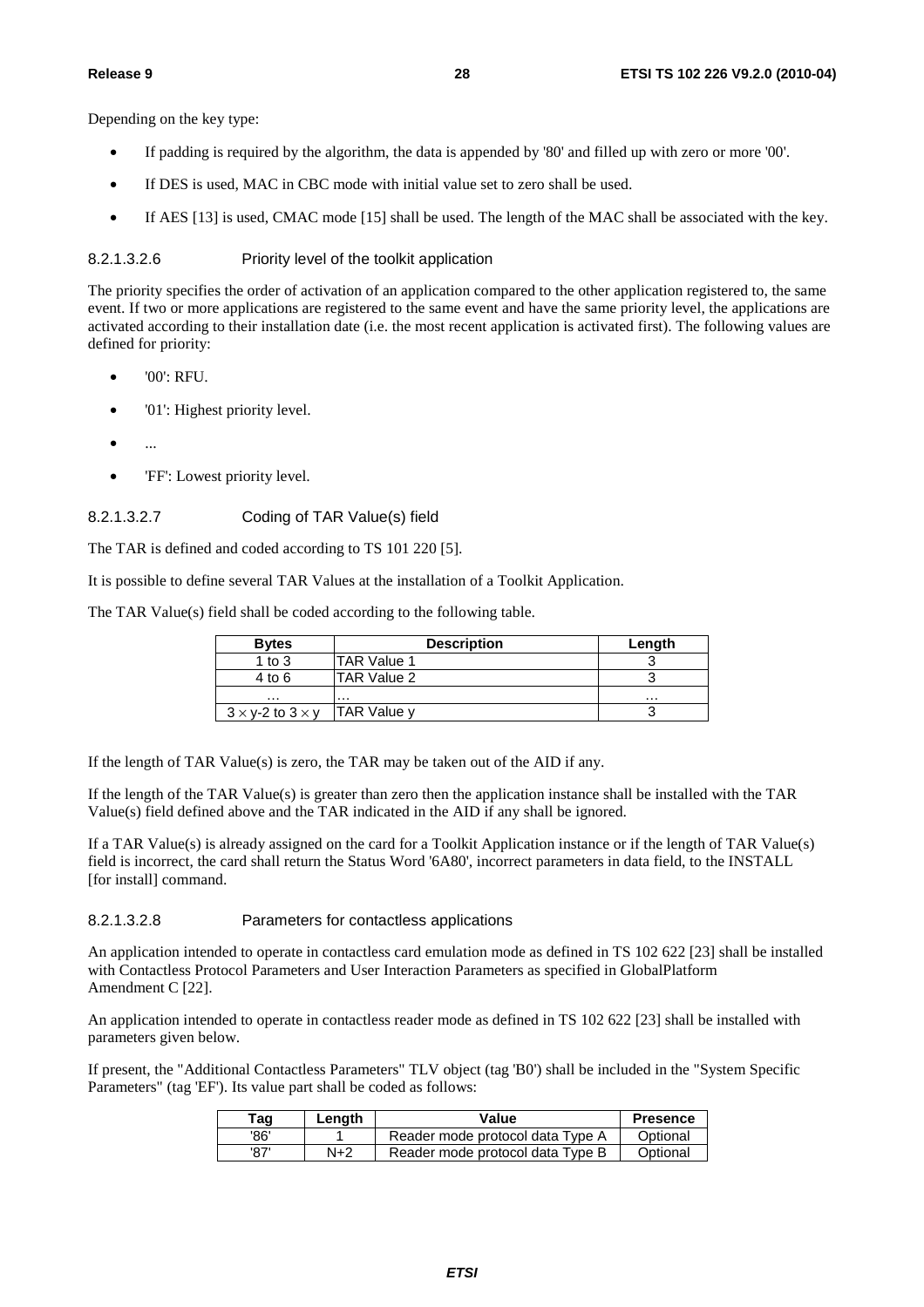Depending on the key type:

- If padding is required by the algorithm, the data is appended by '80' and filled up with zero or more '00'.
- If DES is used, MAC in CBC mode with initial value set to zero shall be used.
- If AES [13] is used, CMAC mode [15] shall be used. The length of the MAC shall be associated with the key.

#### 8.2.1.3.2.6 Priority level of the toolkit application

The priority specifies the order of activation of an application compared to the other application registered to, the same event. If two or more applications are registered to the same event and have the same priority level, the applications are activated according to their installation date (i.e. the most recent application is activated first). The following values are defined for priority:

- '00': RFU.
- '01': Highest priority level.
- ...
- 'FF': Lowest priority level.

#### 8.2.1.3.2.7 Coding of TAR Value(s) field

The TAR is defined and coded according to TS 101 220 [5].

It is possible to define several TAR Values at the installation of a Toolkit Application.

The TAR Value(s) field shall be coded according to the following table.

| Bytes | Description | Length |
|---|---|---|
| 1 to 3 | TAR Value 1 | 3 |
| 4 to 6 | TAR Value 2 | 3 |
| ... | ... | ... |
| $3 \times y$-2 to $3 \times y$ | TAR Value y | 3 |

If the length of TAR Value(s) is zero, the TAR may be taken out of the AID if any.

If the length of the TAR Value(s) is greater than zero then the application instance shall be installed with the TAR Value(s) field defined above and the TAR indicated in the AID if any shall be ignored.

If a TAR Value(s) is already assigned on the card for a Toolkit Application instance or if the length of TAR Value(s) field is incorrect, the card shall return the Status Word '6A80', incorrect parameters in data field, to the INSTALL [for install] command.

#### 8.2.1.3.2.8 Parameters for contactless applications

An application intended to operate in contactless card emulation mode as defined in TS 102 622 [23] shall be installed with Contactless Protocol Parameters and User Interaction Parameters as specified in GlobalPlatform Amendment C [22].

An application intended to operate in contactless reader mode as defined in TS 102 622 [23] shall be installed with parameters given below.

If present, the "Additional Contactless Parameters" TLV object (tag 'B0') shall be included in the "System Specific Parameters" (tag 'EF'). Its value part shall be coded as follows:

| Tag | Length | Value | Presence |
|---|---|---|---|
| '86' | 1 | Reader mode protocol data Type A | Optional |
| '87' | N+2 | Reader mode protocol data Type B | Optional |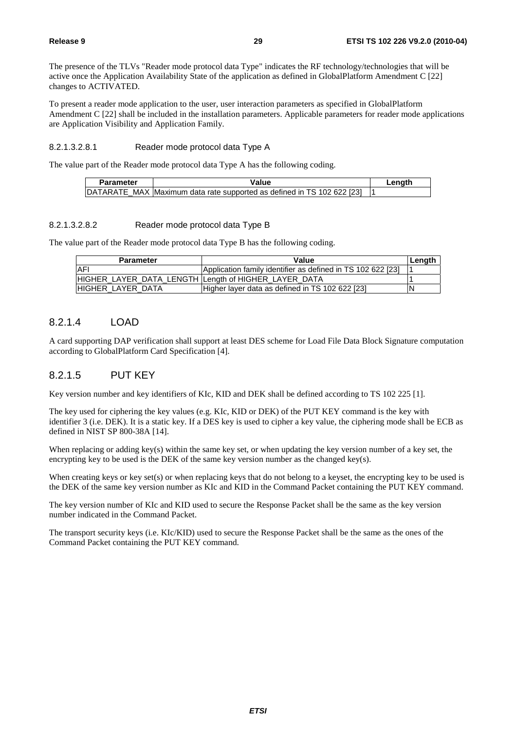The presence of the TLVs "Reader mode protocol data Type" indicates the RF technology/technologies that will be active once the Application Availability State of the application as defined in GlobalPlatform Amendment C [22] changes to ACTIVATED.

To present a reader mode application to the user, user interaction parameters as specified in GlobalPlatform Amendment C [22] shall be included in the installation parameters. Applicable parameters for reader mode applications are Application Visibility and Application Family.

###### 8.2.1.3.2.8.1 Reader mode protocol data Type A

The value part of the Reader mode protocol data Type A has the following coding.

| Parameter | Value | Length |
|---|---|---|
| DATARATE_MAX | Maximum data rate supported as defined in TS 102 622 [23] | 1 |

###### 8.2.1.3.2.8.2 Reader mode protocol data Type B

The value part of the Reader mode protocol data Type B has the following coding.

| Parameter | Value | Length |
|---|---|---|
| AFI | Application family identifier as defined in TS 102 622 [23] | 1 |
| HIGHER_LAYER_DATA_LENGTH | Length of HIGHER_LAYER_DATA | 1 |
| HIGHER_LAYER_DATA | Higher layer data as defined in TS 102 622 [23] | N |

### 8.2.1.4 LOAD

A card supporting DAP verification shall support at least DES scheme for Load File Data Block Signature computation according to GlobalPlatform Card Specification [4].

### 8.2.1.5 PUT KEY

Key version number and key identifiers of KIc, KID and DEK shall be defined according to TS 102 225 [1].

The key used for ciphering the key values (e.g. KIc, KID or DEK) of the PUT KEY command is the key with identifier 3 (i.e. DEK). It is a static key. If a DES key is used to cipher a key value, the ciphering mode shall be ECB as defined in NIST SP 800-38A [14].

When replacing or adding key(s) within the same key set, or when updating the key version number of a key set, the encrypting key to be used is the DEK of the same key version number as the changed key(s).

When creating keys or key set(s) or when replacing keys that do not belong to a keyset, the encrypting key to be used is the DEK of the same key version number as KIc and KID in the Command Packet containing the PUT KEY command.

The key version number of KIc and KID used to secure the Response Packet shall be the same as the key version number indicated in the Command Packet.

The transport security keys (i.e. KIc/KID) used to secure the Response Packet shall be the same as the ones of the Command Packet containing the PUT KEY command.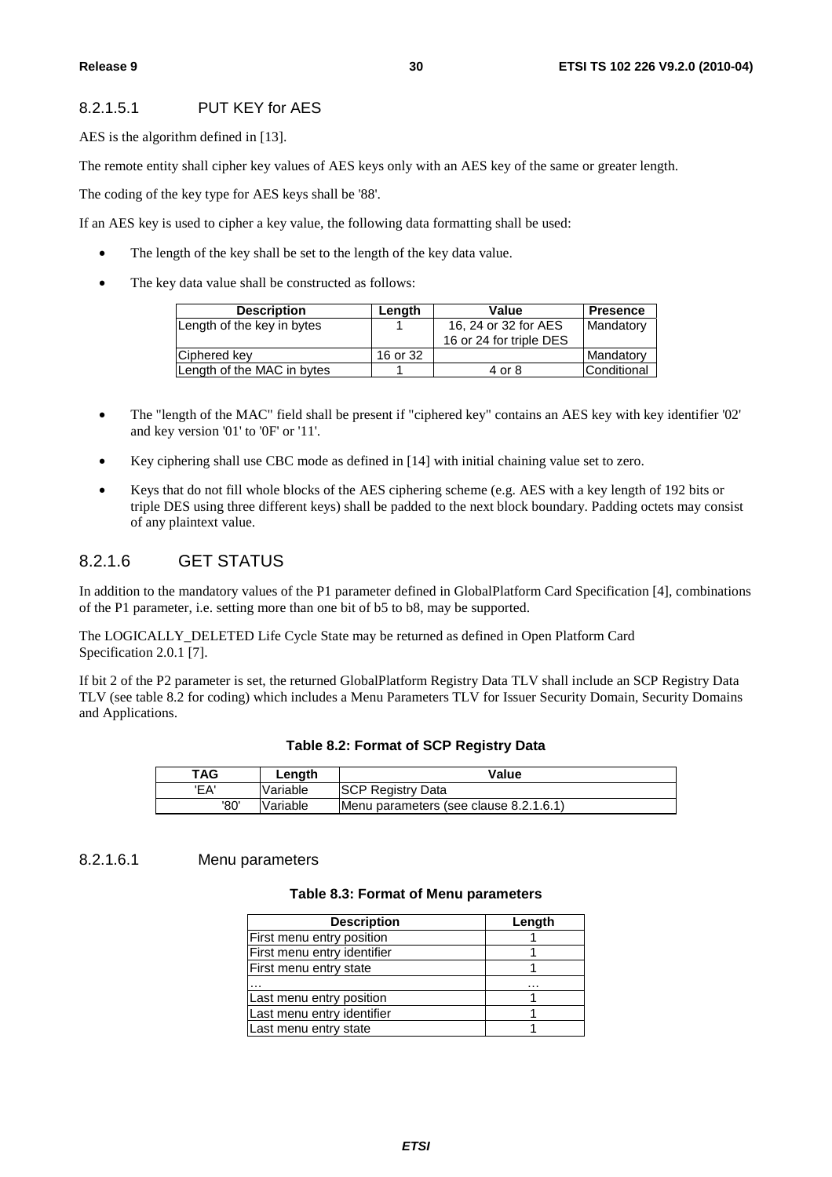#### 8.2.1.5.1 PUT KEY for AES

AES is the algorithm defined in [13].

The remote entity shall cipher key values of AES keys only with an AES key of the same or greater length.

The coding of the key type for AES keys shall be '88'.

If an AES key is used to cipher a key value, the following data formatting shall be used:

- The length of the key shall be set to the length of the key data value.
- The key data value shall be constructed as follows:

| Description | Length | Value | Presence |
|---|---|---|---|
| Length of the key in bytes | 1 | 16, 24 or 32 for AES<br>16 or 24 for triple DES | Mandatory |
| Ciphered key | 16 or 32 | | Mandatory |
| Length of the MAC in bytes | 1 | 4 or 8 | Conditional |

- The "length of the MAC" field shall be present if "ciphered key" contains an AES key with key identifier '02' and key version '01' to '0F' or '11'.
- Key ciphering shall use CBC mode as defined in [14] with initial chaining value set to zero.
- Keys that do not fill whole blocks of the AES ciphering scheme (e.g. AES with a key length of 192 bits or triple DES using three different keys) shall be padded to the next block boundary. Padding octets may consist of any plaintext value.

### 8.2.1.6 GET STATUS

In addition to the mandatory values of the P1 parameter defined in GlobalPlatform Card Specification [4], combinations of the P1 parameter, i.e. setting more than one bit of b5 to b8, may be supported.

The LOGICALLY_DELETED Life Cycle State may be returned as defined in Open Platform Card Specification 2.0.1 [7].

If bit 2 of the P2 parameter is set, the returned GlobalPlatform Registry Data TLV shall include an SCP Registry Data TLV (see table 8.2 for coding) which includes a Menu Parameters TLV for Issuer Security Domain, Security Domains and Applications.

**Table 8.2: Format of SCP Registry Data**

| TAG | Length | Value |
|---|---|---|
| 'EA' | Variable | SCP Registry Data |
| '80' | Variable | Menu parameters (see clause 8.2.1.6.1) |

#### 8.2.1.6.1 Menu parameters

**Table 8.3: Format of Menu parameters**

| Description | Length |
|---|---|
| First menu entry position | 1 |
| First menu entry identifier | 1 |
| First menu entry state | 1 |
| … | … |
| Last menu entry position | 1 |
| Last menu entry identifier | 1 |
| Last menu entry state | 1 |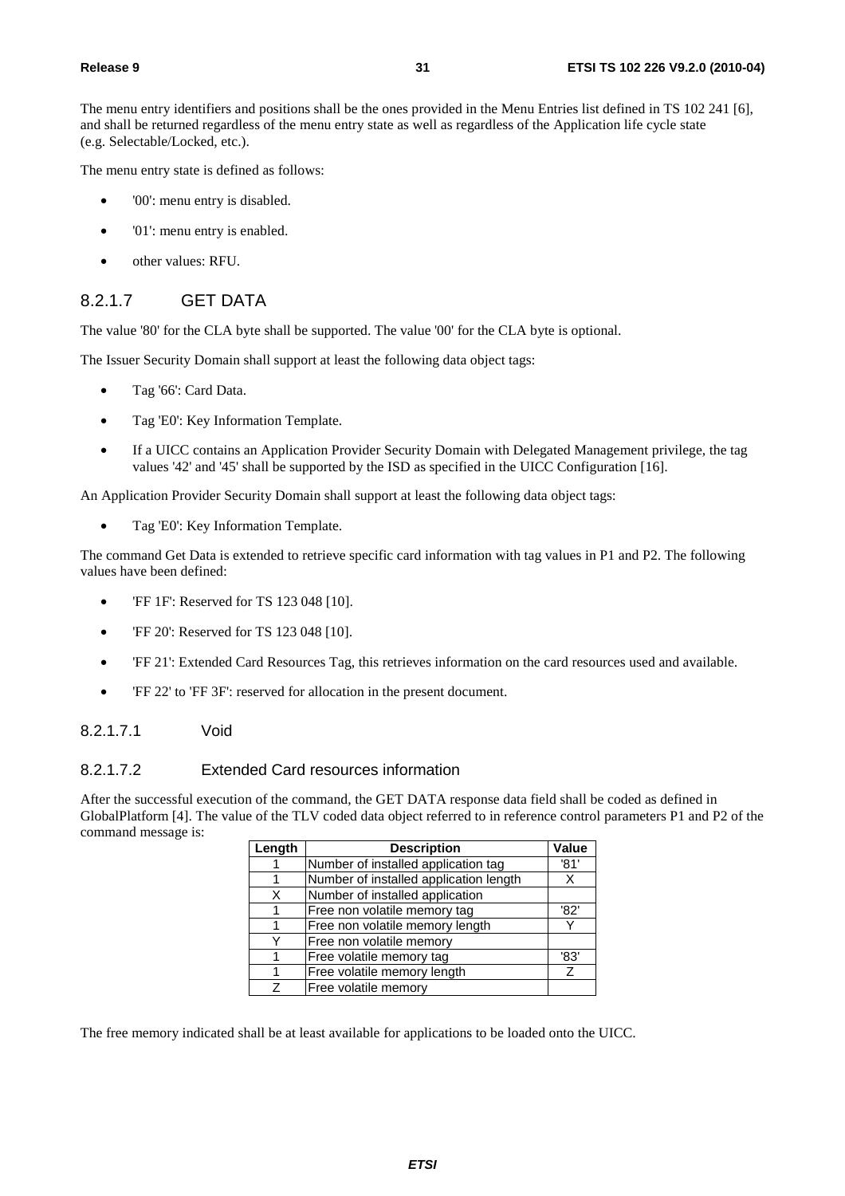The menu entry identifiers and positions shall be the ones provided in the Menu Entries list defined in TS 102 241 [6], and shall be returned regardless of the menu entry state as well as regardless of the Application life cycle state (e.g. Selectable/Locked, etc.).

The menu entry state is defined as follows:

- '00': menu entry is disabled.
- '01': menu entry is enabled.
- other values: RFU.

### 8.2.1.7 GET DATA

The value '80' for the CLA byte shall be supported. The value '00' for the CLA byte is optional.

The Issuer Security Domain shall support at least the following data object tags:

- Tag '66': Card Data.
- Tag 'E0': Key Information Template.
- If a UICC contains an Application Provider Security Domain with Delegated Management privilege, the tag values '42' and '45' shall be supported by the ISD as specified in the UICC Configuration [16].

An Application Provider Security Domain shall support at least the following data object tags:

- Tag 'E0': Key Information Template.

The command Get Data is extended to retrieve specific card information with tag values in P1 and P2. The following values have been defined:

- 'FF 1F': Reserved for TS 123 048 [10].
- 'FF 20': Reserved for TS 123 048 [10].
- 'FF 21': Extended Card Resources Tag, this retrieves information on the card resources used and available.
- 'FF 22' to 'FF 3F': reserved for allocation in the present document.

#### 8.2.1.7.1 Void

#### 8.2.1.7.2 Extended Card resources information

After the successful execution of the command, the GET DATA response data field shall be coded as defined in GlobalPlatform [4]. The value of the TLV coded data object referred to in reference control parameters P1 and P2 of the command message is:

| Length | Description | Value |
|---|---|---|
| 1 | Number of installed application tag | '81' |
| 1 | Number of installed application length | X |
| X | Number of installed application | |
| 1 | Free non volatile memory tag | '82' |
| 1 | Free non volatile memory length | Y |
| Y | Free non volatile memory | |
| 1 | Free volatile memory tag | '83' |
| 1 | Free volatile memory length | Z |
| Z | Free volatile memory | |

The free memory indicated shall be at least available for applications to be loaded onto the UICC.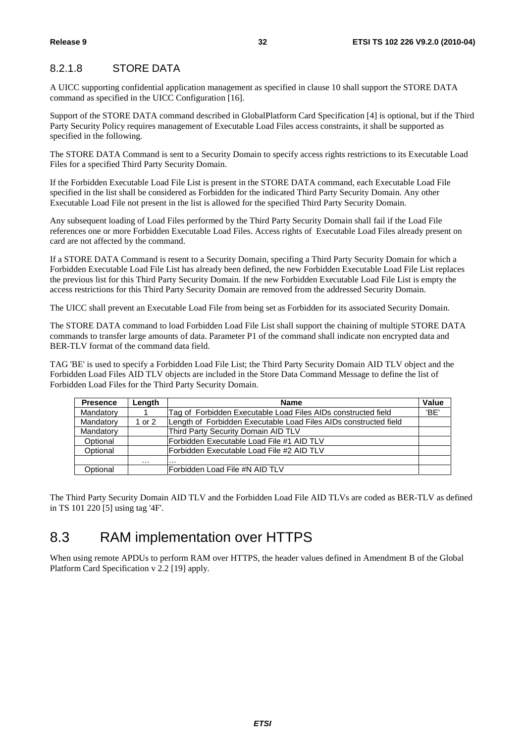#### 8.2.1.8 STORE DATA

A UICC supporting confidential application management as specified in clause 10 shall support the STORE DATA command as specified in the UICC Configuration [16].

Support of the STORE DATA command described in GlobalPlatform Card Specification [4] is optional, but if the Third Party Security Policy requires management of Executable Load Files access constraints, it shall be supported as specified in the following.

The STORE DATA Command is sent to a Security Domain to specify access rights restrictions to its Executable Load Files for a specified Third Party Security Domain.

If the Forbidden Executable Load File List is present in the STORE DATA command, each Executable Load File specified in the list shall be considered as Forbidden for the indicated Third Party Security Domain. Any other Executable Load File not present in the list is allowed for the specified Third Party Security Domain.

Any subsequent loading of Load Files performed by the Third Party Security Domain shall fail if the Load File references one or more Forbidden Executable Load Files. Access rights of Executable Load Files already present on card are not affected by the command.

If a STORE DATA Command is resent to a Security Domain, specifing a Third Party Security Domain for which a Forbidden Executable Load File List has already been defined, the new Forbidden Executable Load File List replaces the previous list for this Third Party Security Domain. If the new Forbidden Executable Load File List is empty the access restrictions for this Third Party Security Domain are removed from the addressed Security Domain.

The UICC shall prevent an Executable Load File from being set as Forbidden for its associated Security Domain.

The STORE DATA command to load Forbidden Load File List shall support the chaining of multiple STORE DATA commands to transfer large amounts of data. Parameter P1 of the command shall indicate non encrypted data and BER-TLV format of the command data field.

TAG 'BE' is used to specify a Forbidden Load File List; the Third Party Security Domain AID TLV object and the Forbidden Load Files AID TLV objects are included in the Store Data Command Message to define the list of Forbidden Load Files for the Third Party Security Domain.

| Presence | Length | Name | Value |
|---|---|---|---|
| Mandatory | 1 | Tag of Forbidden Executable Load Files AIDs constructed field | 'BE' |
| Mandatory | 1 or 2 | Length of Forbidden Executable Load Files AIDs constructed field | |
| Mandatory | | Third Party Security Domain AID TLV | |
| Optional | | Forbidden Executable Load File #1 AID TLV | |
| Optional | | Forbidden Executable Load File #2 AID TLV | |
| | … | … | |
| Optional | | Forbidden Load File #N AID TLV | |

The Third Party Security Domain AID TLV and the Forbidden Load File AID TLVs are coded as BER-TLV as defined in TS 101 220 [5] using tag '4F'.

## 8.3 RAM implementation over HTTPS

When using remote APDUs to perform RAM over HTTPS, the header values defined in Amendment B of the Global Platform Card Specification v 2.2 [19] apply.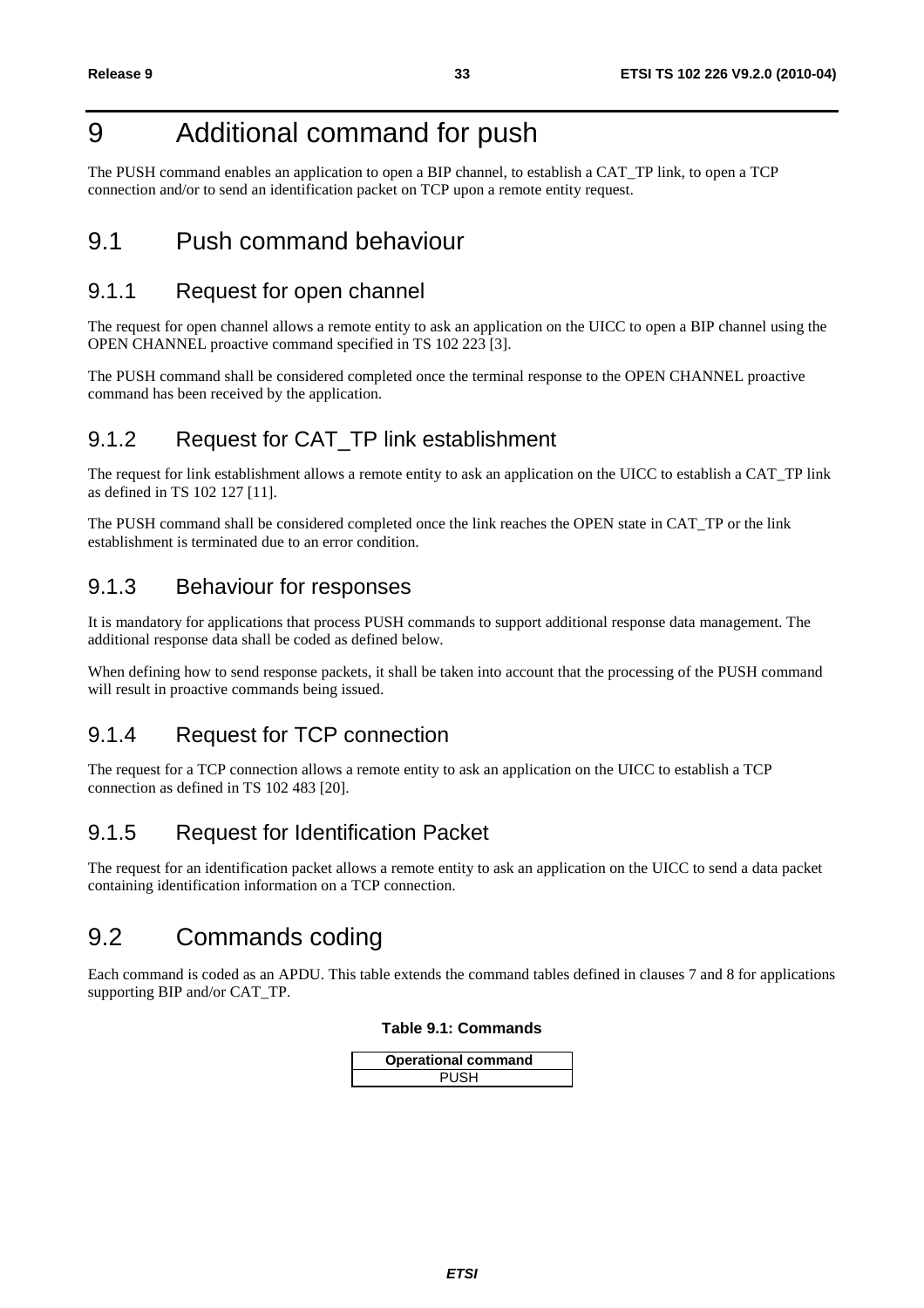# 9 Additional command for push

The PUSH command enables an application to open a BIP channel, to establish a CAT_TP link, to open a TCP connection and/or to send an identification packet on TCP upon a remote entity request.

## 9.1 Push command behaviour

### 9.1.1 Request for open channel

The request for open channel allows a remote entity to ask an application on the UICC to open a BIP channel using the OPEN CHANNEL proactive command specified in TS 102 223 [3].

The PUSH command shall be considered completed once the terminal response to the OPEN CHANNEL proactive command has been received by the application.

### 9.1.2 Request for CAT_TP link establishment

The request for link establishment allows a remote entity to ask an application on the UICC to establish a CAT_TP link as defined in TS 102 127 [11].

The PUSH command shall be considered completed once the link reaches the OPEN state in CAT_TP or the link establishment is terminated due to an error condition.

### 9.1.3 Behaviour for responses

It is mandatory for applications that process PUSH commands to support additional response data management. The additional response data shall be coded as defined below.

When defining how to send response packets, it shall be taken into account that the processing of the PUSH command will result in proactive commands being issued.

### 9.1.4 Request for TCP connection

The request for a TCP connection allows a remote entity to ask an application on the UICC to establish a TCP connection as defined in TS 102 483 [20].

### 9.1.5 Request for Identification Packet

The request for an identification packet allows a remote entity to ask an application on the UICC to send a data packet containing identification information on a TCP connection.

## 9.2 Commands coding

Each command is coded as an APDU. This table extends the command tables defined in clauses 7 and 8 for applications supporting BIP and/or CAT_TP.

**Table 9.1: Commands**

| Operational command |
|---|
| PUSH |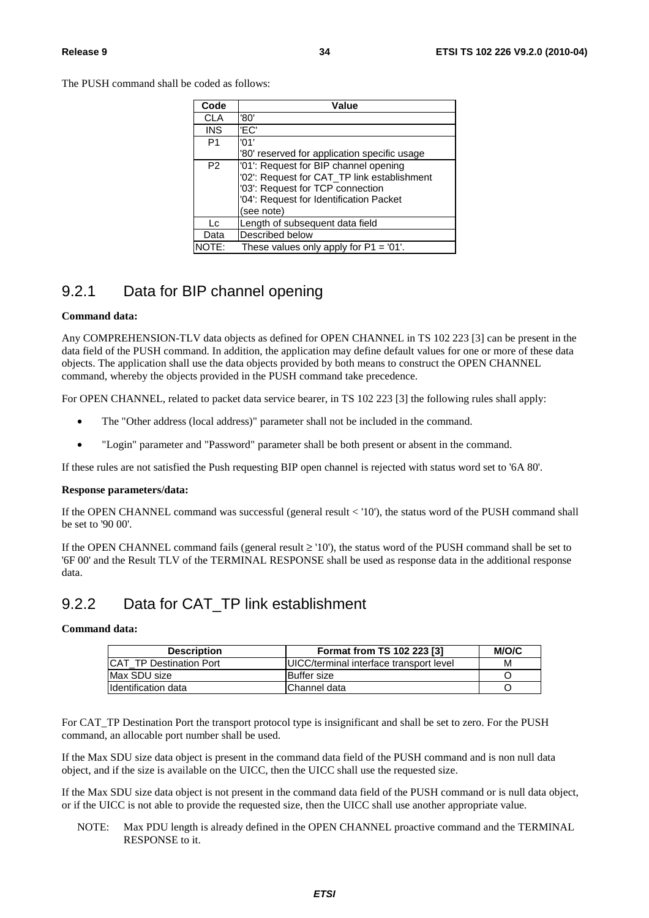The PUSH command shall be coded as follows:

| Code | Value |
| --- | --- |
| CLA | '80' |
| INS | 'EC' |
| P1 | '01'<br>'80' reserved for application specific usage |
| P2 | '01': Request for BIP channel opening<br>'02': Request for CAT_TP link establishment<br>'03': Request for TCP connection<br>'04': Request for Identification Packet<br>(see note) |
| Lc | Length of subsequent data field |
| Data | Described below |
| NOTE: | These values only apply for P1 = '01'. |

## 9.2.1 Data for BIP channel opening

**Command data:**

Any COMPREHENSION-TLV data objects as defined for OPEN CHANNEL in TS 102 223 [3] can be present in the data field of the PUSH command. In addition, the application may define default values for one or more of these data objects. The application shall use the data objects provided by both means to construct the OPEN CHANNEL command, whereby the objects provided in the PUSH command take precedence.

For OPEN CHANNEL, related to packet data service bearer, in TS 102 223 [3] the following rules shall apply:

- The "Other address (local address)" parameter shall not be included in the command.
- "Login" parameter and "Password" parameter shall be both present or absent in the command.

If these rules are not satisfied the Push requesting BIP open channel is rejected with status word set to '6A 80'.

**Response parameters/data:**

If the OPEN CHANNEL command was successful (general result < '10'), the status word of the PUSH command shall be set to '90 00'.

If the OPEN CHANNEL command fails (general result ≥ '10'), the status word of the PUSH command shall be set to '6F 00' and the Result TLV of the TERMINAL RESPONSE shall be used as response data in the additional response data.

## 9.2.2 Data for CAT_TP link establishment

**Command data:**

| Description | Format from TS 102 223 [3] | M/O/C |
| --- | --- | --- |
| CAT_TP Destination Port | UICC/terminal interface transport level | M |
| Max SDU size | Buffer size | O |
| Identification data | Channel data | O |

For CAT_TP Destination Port the transport protocol type is insignificant and shall be set to zero. For the PUSH command, an allocable port number shall be used.

If the Max SDU size data object is present in the command data field of the PUSH command and is non null data object, and if the size is available on the UICC, then the UICC shall use the requested size.

If the Max SDU size data object is not present in the command data field of the PUSH command or is null data object, or if the UICC is not able to provide the requested size, then the UICC shall use another appropriate value.

NOTE: Max PDU length is already defined in the OPEN CHANNEL proactive command and the TERMINAL RESPONSE to it.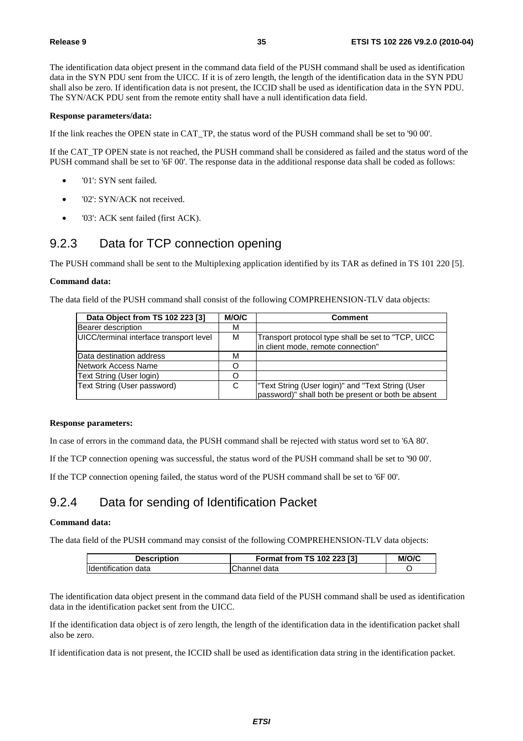The identification data object present in the command data field of the PUSH command shall be used as identification data in the SYN PDU sent from the UICC. If it is of zero length, the length of the identification data in the SYN PDU shall also be zero. If identification data is not present, the ICCID shall be used as identification data in the SYN PDU. The SYN/ACK PDU sent from the remote entity shall have a null identification data field.

**Response parameters/data:**

If the link reaches the OPEN state in CAT_TP, the status word of the PUSH command shall be set to '90 00'.

If the CAT_TP OPEN state is not reached, the PUSH command shall be considered as failed and the status word of the PUSH command shall be set to '6F 00'. The response data in the additional response data shall be coded as follows:

- '01': SYN sent failed.
- '02': SYN/ACK not received.
- '03': ACK sent failed (first ACK).

## 9.2.3 Data for TCP connection opening

The PUSH command shall be sent to the Multiplexing application identified by its TAR as defined in TS 101 220 [5].

**Command data:**

The data field of the PUSH command shall consist of the following COMPREHENSION-TLV data objects:

| Data Object from TS 102 223 [3] | M/O/C | Comment |
|---|---|---|
| Bearer description | M | |
| UICC/terminal interface transport level | M | Transport protocol type shall be set to "TCP, UICC in client mode, remote connection" |
| Data destination address | M | |
| Network Access Name | O | |
| Text String (User login) | O | |
| Text String (User password) | C | "Text String (User login)" and "Text String (User password)" shall both be present or both be absent |

**Response parameters:**

In case of errors in the command data, the PUSH command shall be rejected with status word set to '6A 80'.

If the TCP connection opening was successful, the status word of the PUSH command shall be set to '90 00'.

If the TCP connection opening failed, the status word of the PUSH command shall be set to '6F 00'.

## 9.2.4 Data for sending of Identification Packet

**Command data:**

The data field of the PUSH command may consist of the following COMPREHENSION-TLV data objects:

| Description | Format from TS 102 223 [3] | M/O/C |
|---|---|---|
| Identification data | Channel data | O |

The identification data object present in the command data field of the PUSH command shall be used as identification data in the identification packet sent from the UICC.

If the identification data object is of zero length, the length of the identification data in the identification packet shall also be zero.

If identification data is not present, the ICCID shall be used as identification data string in the identification packet.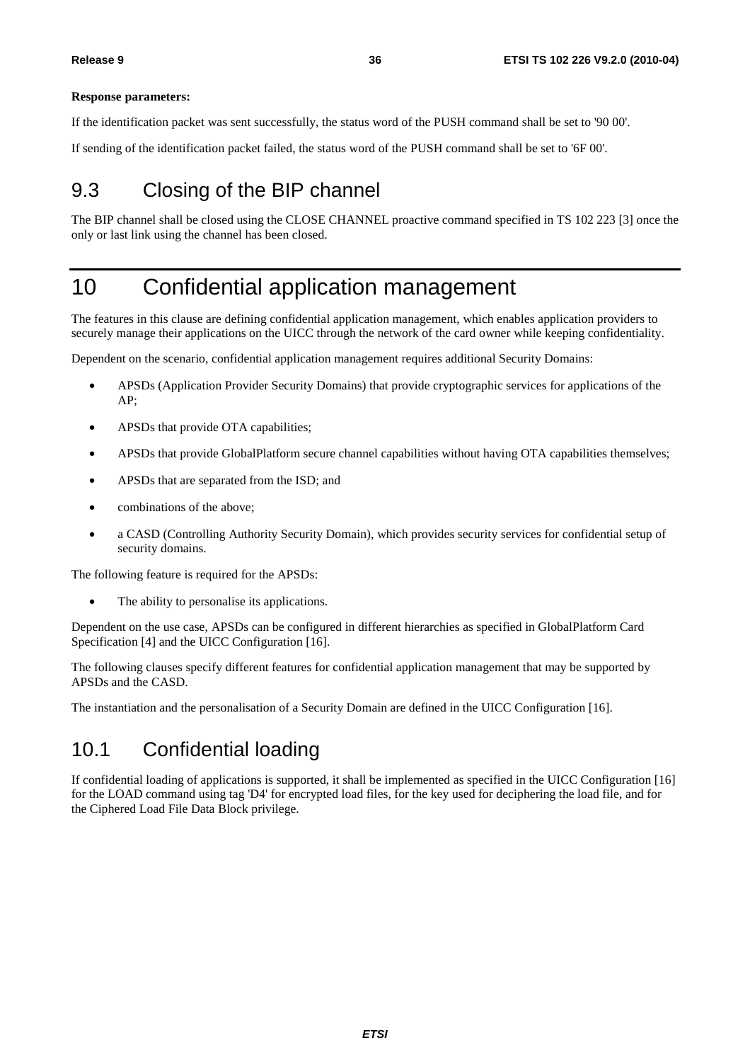**Response parameters:**

If the identification packet was sent successfully, the status word of the PUSH command shall be set to '90 00'.

If sending of the identification packet failed, the status word of the PUSH command shall be set to '6F 00'.

## 9.3 Closing of the BIP channel

The BIP channel shall be closed using the CLOSE CHANNEL proactive command specified in TS 102 223 [3] once the only or last link using the channel has been closed.

# 10 Confidential application management

The features in this clause are defining confidential application management, which enables application providers to securely manage their applications on the UICC through the network of the card owner while keeping confidentiality.

Dependent on the scenario, confidential application management requires additional Security Domains:

- APSDs (Application Provider Security Domains) that provide cryptographic services for applications of the AP;
- APSDs that provide OTA capabilities;
- APSDs that provide GlobalPlatform secure channel capabilities without having OTA capabilities themselves;
- APSDs that are separated from the ISD; and
- combinations of the above;
- a CASD (Controlling Authority Security Domain), which provides security services for confidential setup of security domains.

The following feature is required for the APSDs:

- The ability to personalise its applications.

Dependent on the use case, APSDs can be configured in different hierarchies as specified in GlobalPlatform Card Specification [4] and the UICC Configuration [16].

The following clauses specify different features for confidential application management that may be supported by APSDs and the CASD.

The instantiation and the personalisation of a Security Domain are defined in the UICC Configuration [16].

## 10.1 Confidential loading

If confidential loading of applications is supported, it shall be implemented as specified in the UICC Configuration [16] for the LOAD command using tag 'D4' for encrypted load files, for the key used for deciphering the load file, and for the Ciphered Load File Data Block privilege.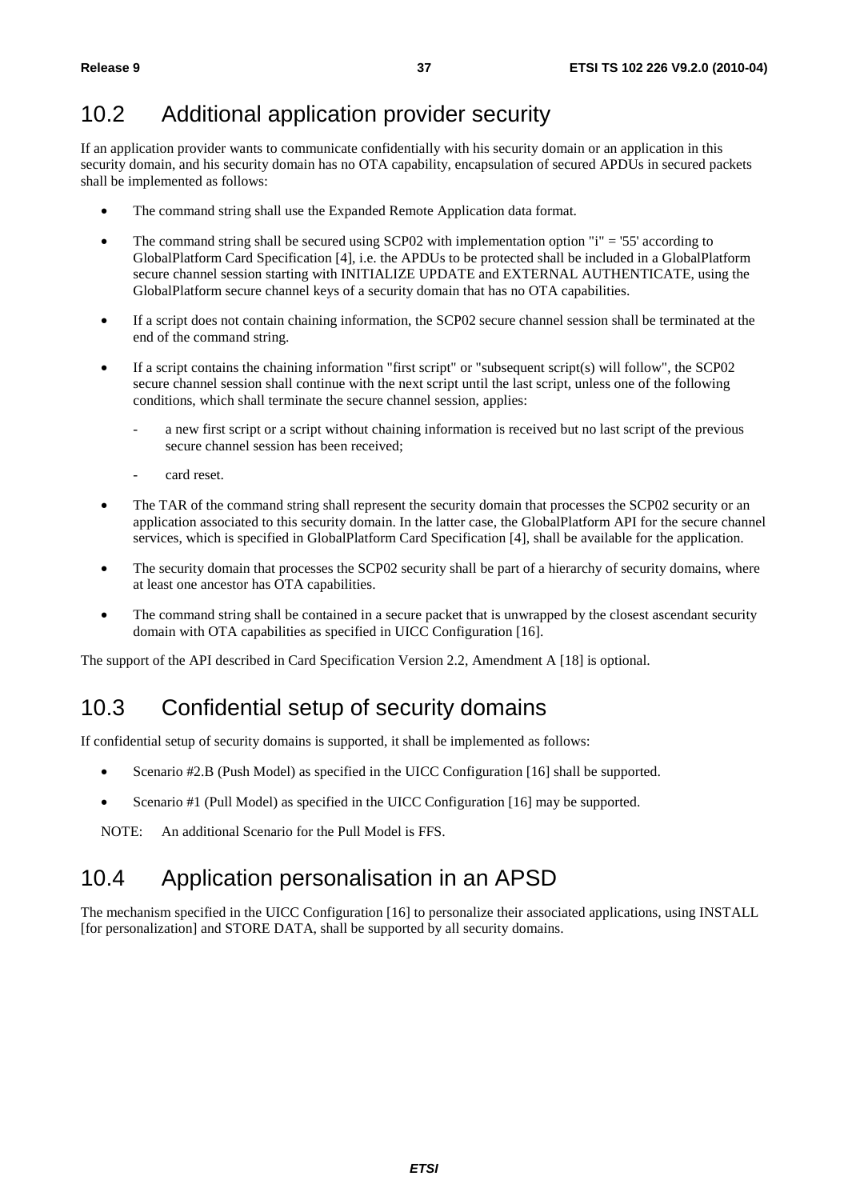## 10.2 Additional application provider security

If an application provider wants to communicate confidentially with his security domain or an application in this security domain, and his security domain has no OTA capability, encapsulation of secured APDUs in secured packets shall be implemented as follows:

- The command string shall use the Expanded Remote Application data format.
- The command string shall be secured using SCP02 with implementation option "i" = '55' according to GlobalPlatform Card Specification [4], i.e. the APDUs to be protected shall be included in a GlobalPlatform secure channel session starting with INITIALIZE UPDATE and EXTERNAL AUTHENTICATE, using the GlobalPlatform secure channel keys of a security domain that has no OTA capabilities.
- If a script does not contain chaining information, the SCP02 secure channel session shall be terminated at the end of the command string.
- If a script contains the chaining information "first script" or "subsequent script(s) will follow", the SCP02 secure channel session shall continue with the next script until the last script, unless one of the following conditions, which shall terminate the secure channel session, applies:
  - a new first script or a script without chaining information is received but no last script of the previous secure channel session has been received;
  - card reset.
- The TAR of the command string shall represent the security domain that processes the SCP02 security or an application associated to this security domain. In the latter case, the GlobalPlatform API for the secure channel services, which is specified in GlobalPlatform Card Specification [4], shall be available for the application.
- The security domain that processes the SCP02 security shall be part of a hierarchy of security domains, where at least one ancestor has OTA capabilities.
- The command string shall be contained in a secure packet that is unwrapped by the closest ascendant security domain with OTA capabilities as specified in UICC Configuration [16].

The support of the API described in Card Specification Version 2.2, Amendment A [18] is optional.

## 10.3 Confidential setup of security domains

If confidential setup of security domains is supported, it shall be implemented as follows:

- Scenario #2.B (Push Model) as specified in the UICC Configuration [16] shall be supported.
- Scenario #1 (Pull Model) as specified in the UICC Configuration [16] may be supported.

NOTE: An additional Scenario for the Pull Model is FFS.

## 10.4 Application personalisation in an APSD

The mechanism specified in the UICC Configuration [16] to personalize their associated applications, using INSTALL [for personalization] and STORE DATA, shall be supported by all security domains.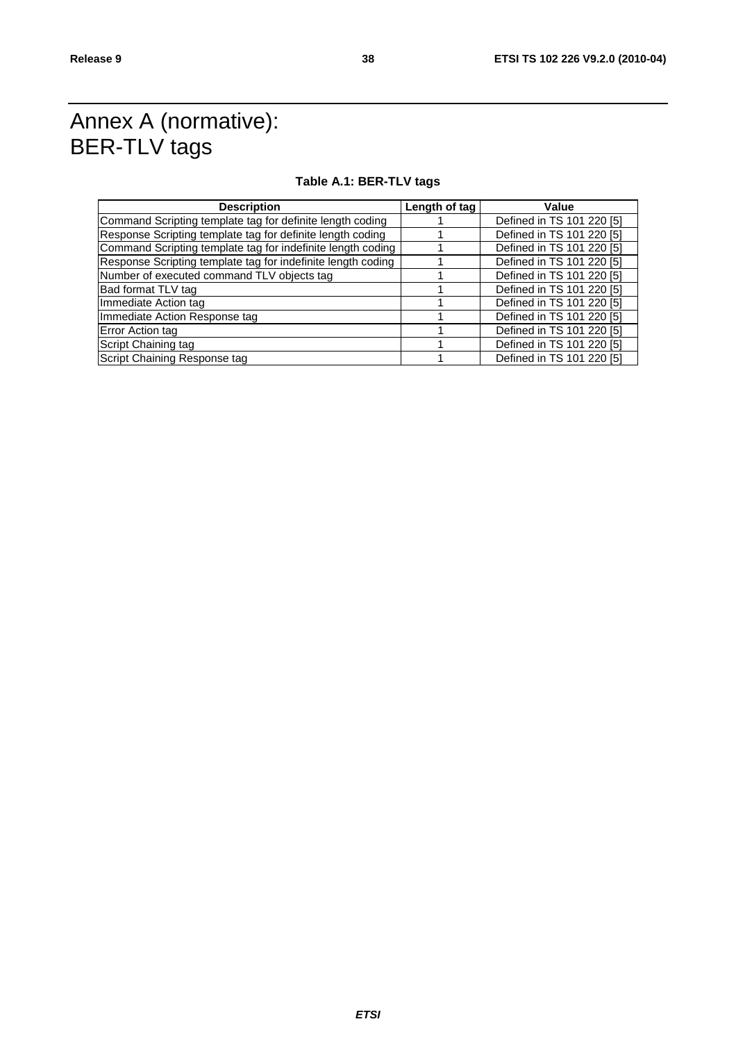# Annex A (normative): BER-TLV tags

**Table A.1: BER-TLV tags**

| Description | Length of tag | Value |
|---|---|---|
| Command Scripting template tag for definite length coding | 1 | Defined in TS 101 220 [5] |
| Response Scripting template tag for definite length coding | 1 | Defined in TS 101 220 [5] |
| Command Scripting template tag for indefinite length coding | 1 | Defined in TS 101 220 [5] |
| Response Scripting template tag for indefinite length coding | 1 | Defined in TS 101 220 [5] |
| Number of executed command TLV objects tag | 1 | Defined in TS 101 220 [5] |
| Bad format TLV tag | 1 | Defined in TS 101 220 [5] |
| Immediate Action tag | 1 | Defined in TS 101 220 [5] |
| Immediate Action Response tag | 1 | Defined in TS 101 220 [5] |
| Error Action tag | 1 | Defined in TS 101 220 [5] |
| Script Chaining tag | 1 | Defined in TS 101 220 [5] |
| Script Chaining Response tag | 1 | Defined in TS 101 220 [5] |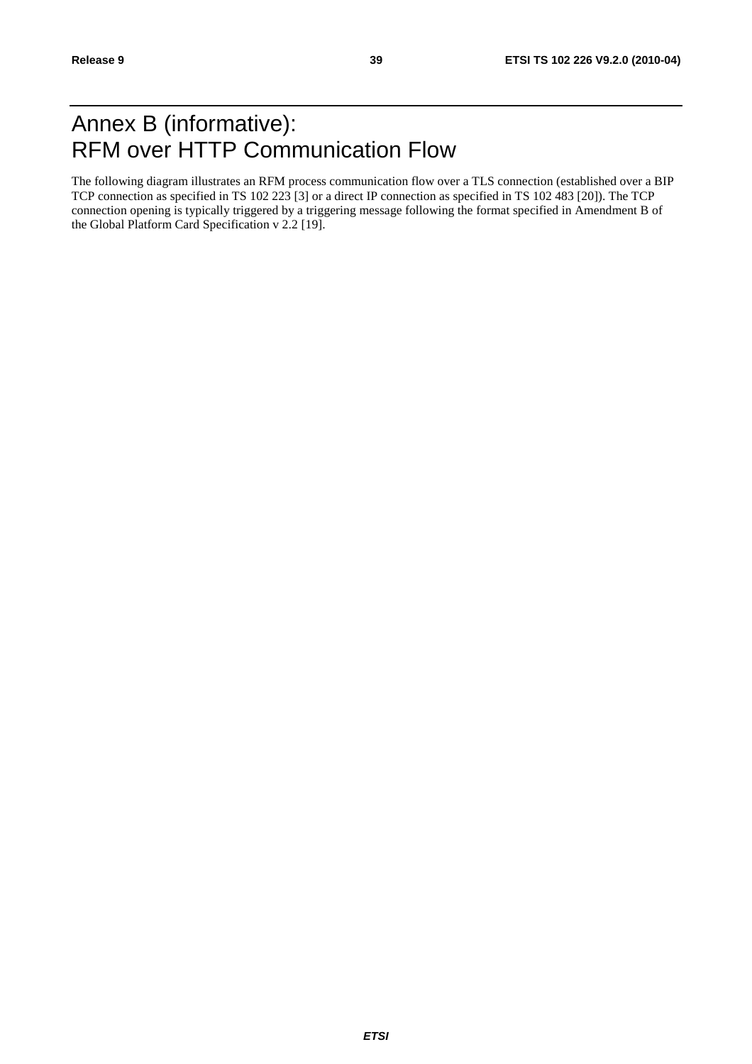# Annex B (informative): RFM over HTTP Communication Flow

The following diagram illustrates an RFM process communication flow over a TLS connection (established over a BIP TCP connection as specified in TS 102 223 [3] or a direct IP connection as specified in TS 102 483 [20]). The TCP connection opening is typically triggered by a triggering message following the format specified in Amendment B of the Global Platform Card Specification v 2.2 [19].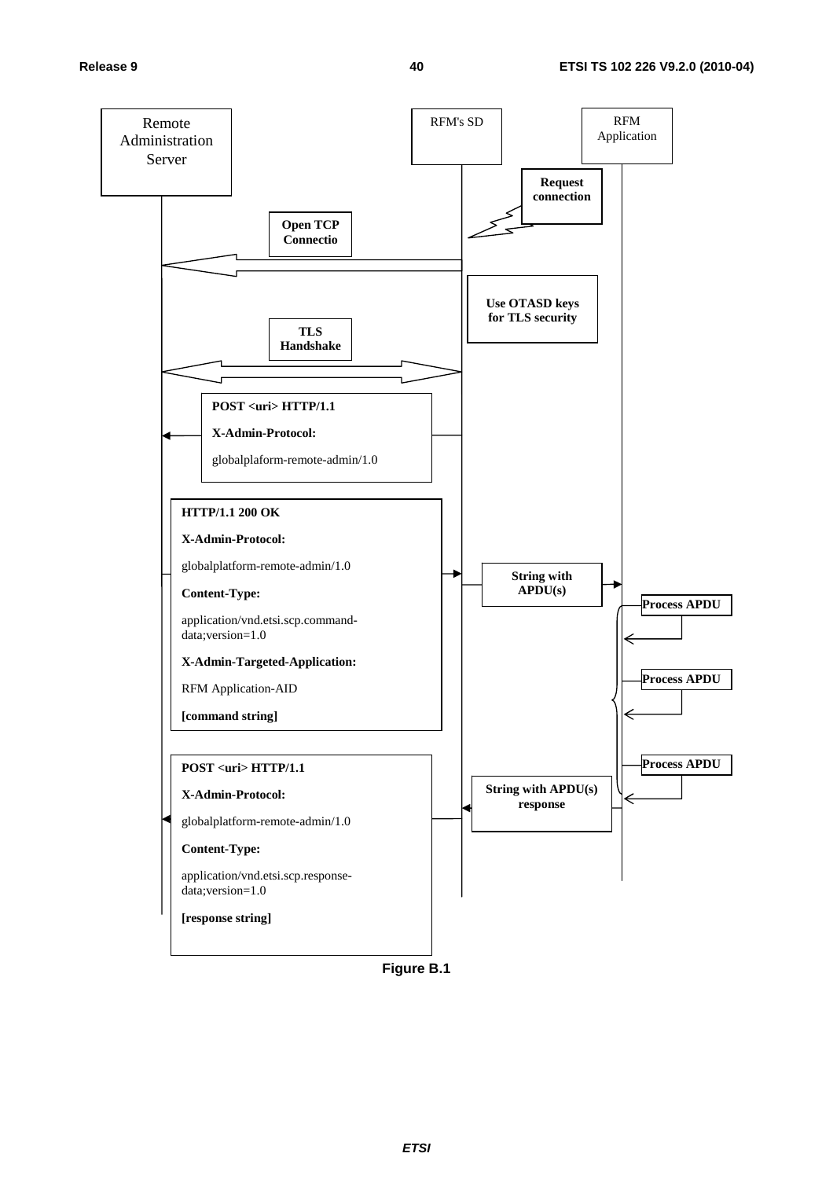Remote Administration Server

RFM's SD

RFM Application

**Request connection**

**Open TCP Connectio**

**Use OTASD keys for TLS security**

**TLS Handshake**

**POST <uri> HTTP/1.1**

**X-Admin-Protocol:**

globalplaform-remote-admin/1.0

**HTTP/1.1 200 OK**

**X-Admin-Protocol:**

globalplatform-remote-admin/1.0

**Content-Type:**

application/vnd.etsi.scp.command-data;version=1.0

**X-Admin-Targeted-Application:**

RFM Application-AID

**[command string]**

**String with APDU(s)**

**Process APDU**

**Process APDU**

**Process APDU**

**POST <uri> HTTP/1.1**

**X-Admin-Protocol:**

globalplatform-remote-admin/1.0

**Content-Type:**

application/vnd.etsi.scp.response-data;version=1.0

**[response string]**

**String with APDU(s) response**

**Figure B.1**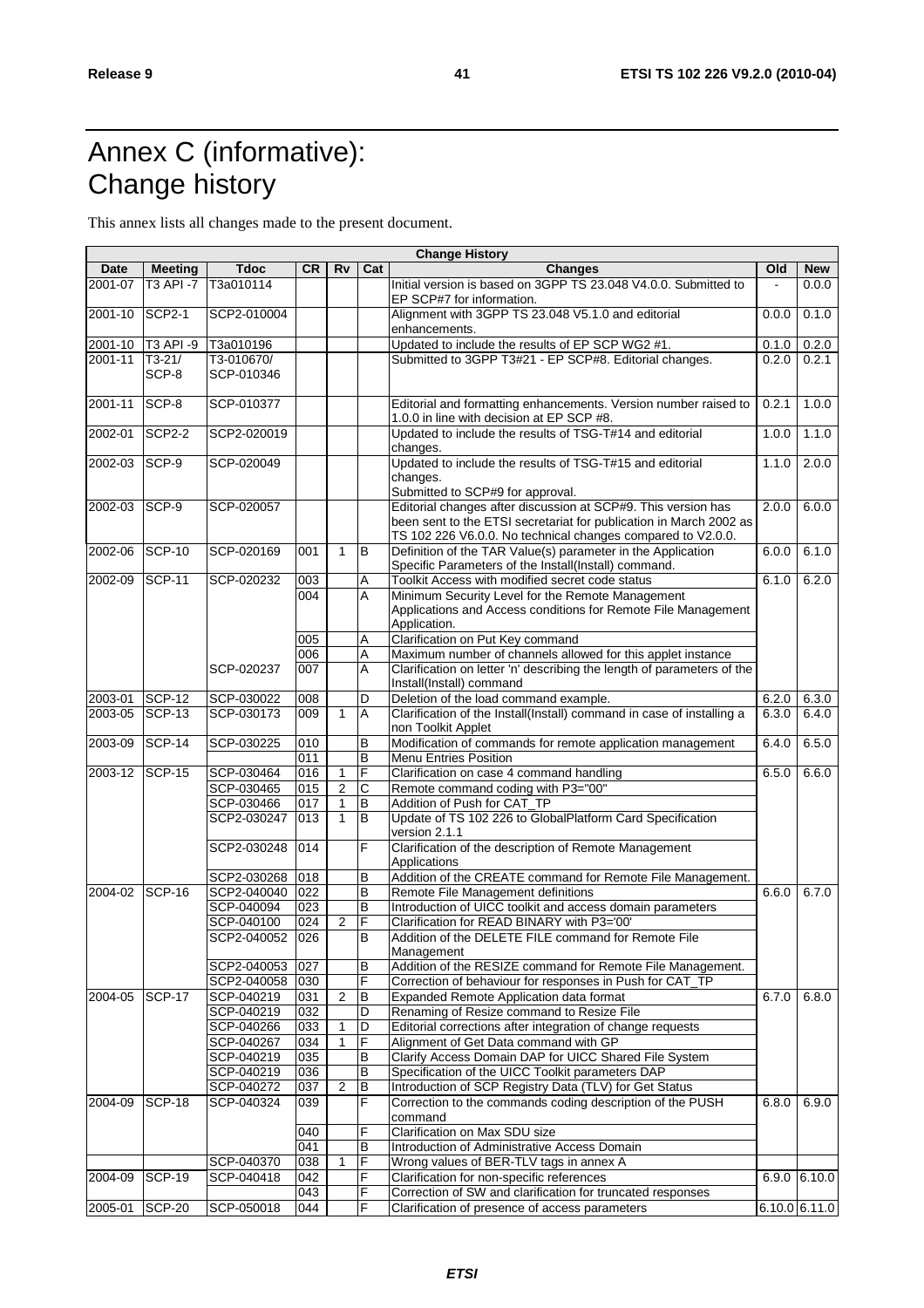# Annex C (informative): Change history

This annex lists all changes made to the present document.

| Change History | | | | | | | | |
|---|---|---|---|---|---|---|---|---|
| **Date** | **Meeting** | **Tdoc** | **CR** | **Rv** | **Cat** | **Changes** | **Old** | **New** |
| 2001-07 | T3 API -7 | T3a010114 | | | | Initial version is based on 3GPP TS 23.048 V4.0.0. Submitted to EP SCP#7 for information. | - | 0.0.0 |
| 2001-10 | SCP2-1 | SCP2-010004 | | | | Alignment with 3GPP TS 23.048 V5.1.0 and editorial enhancements. | 0.0.0 | 0.1.0 |
| 2001-10 | T3 API -9 | T3a010196 | | | | Updated to include the results of EP SCP WG2 #1. | 0.1.0 | 0.2.0 |
| 2001-11 | T3-21/ SCP-8 | T3-010670/ SCP-010346 | | | | Submitted to 3GPP T3#21 - EP SCP#8. Editorial changes. | 0.2.0 | 0.2.1 |
| 2001-11 | SCP-8 | SCP-010377 | | | | Editorial and formatting enhancements. Version number raised to 1.0.0 in line with decision at EP SCP #8. | 0.2.1 | 1.0.0 |
| 2002-01 | SCP2-2 | SCP2-020019 | | | | Updated to include the results of TSG-T#14 and editorial changes. | 1.0.0 | 1.1.0 |
| 2002-03 | SCP-9 | SCP-020049 | | | | Updated to include the results of TSG-T#15 and editorial changes. Submitted to SCP#9 for approval. | 1.1.0 | 2.0.0 |
| 2002-03 | SCP-9 | SCP-020057 | | | | Editorial changes after discussion at SCP#9. This version has been sent to the ETSI secretariat for publication in March 2002 as TS 102 226 V6.0.0. No technical changes compared to V2.0.0. | 2.0.0 | 6.0.0 |
| 2002-06 | SCP-10 | SCP-020169 | 001 | 1 | B | Definition of the TAR Value(s) parameter in the Application Specific Parameters of the Install(Install) command. | 6.0.0 | 6.1.0 |
| 2002-09 | SCP-11 | SCP-020232 | 003 | | A | Toolkit Access with modified secret code status | 6.1.0 | 6.2.0 |
| | | | 004 | | A | Minimum Security Level for the Remote Management Applications and Access conditions for Remote File Management Application. | | |
| | | | 005 | | A | Clarification on Put Key command | | |
| | | | 006 | | A | Maximum number of channels allowed for this applet instance | | |
| | | SCP-020237 | 007 | | A | Clarification on letter 'n' describing the length of parameters of the Install(Install) command | | |
| 2003-01 | SCP-12 | SCP-030022 | 008 | | D | Deletion of the load command example. | 6.2.0 | 6.3.0 |
| 2003-05 | SCP-13 | SCP-030173 | 009 | 1 | A | Clarification of the Install(Install) command in case of installing a non Toolkit Applet | 6.3.0 | 6.4.0 |
| 2003-09 | SCP-14 | SCP-030225 | 010 | | B | Modification of commands for remote application management | 6.4.0 | 6.5.0 |
| | | | 011 | | B | Menu Entries Position | | |
| 2003-12 | SCP-15 | SCP-030464 | 016 | 1 | F | Clarification on case 4 command handling | 6.5.0 | 6.6.0 |
| | | SCP-030465 | 015 | 2 | C | Remote command coding with P3="00" | | |
| | | SCP-030466 | 017 | 1 | B | Addition of Push for CAT_TP | | |
| | | SCP2-030247 | 013 | 1 | B | Update of TS 102 226 to GlobalPlatform Card Specification version 2.1.1 | | |
| | | SCP2-030248 | 014 | | F | Clarification of the description of Remote Management Applications | | |
| | | SCP2-030268 | 018 | | B | Addition of the CREATE command for Remote File Management. | | |
| 2004-02 | SCP-16 | SCP2-040040 | 022 | | B | Remote File Management definitions | 6.6.0 | 6.7.0 |
| | | SCP-040094 | 023 | | B | Introduction of UICC toolkit and access domain parameters | | |
| | | SCP-040100 | 024 | 2 | F | Clarification for READ BINARY with P3='00' | | |
| | | SCP2-040052 | 026 | | B | Addition of the DELETE FILE command for Remote File Management | | |
| | | SCP2-040053 | 027 | | B | Addition of the RESIZE command for Remote File Management. | | |
| | | SCP2-040058 | 030 | | F | Correction of behaviour for responses in Push for CAT_TP | | |
| 2004-05 | SCP-17 | SCP-040219 | 031 | 2 | B | Expanded Remote Application data format | 6.7.0 | 6.8.0 |
| | | SCP-040219 | 032 | | D | Renaming of Resize command to Resize File | | |
| | | SCP-040266 | 033 | 1 | D | Editorial corrections after integration of change requests | | |
| | | SCP-040267 | 034 | 1 | F | Alignment of Get Data command with GP | | |
| | | SCP-040219 | 035 | | B | Clarify Access Domain DAP for UICC Shared File System | | |
| | | SCP-040219 | 036 | | B | Specification of the UICC Toolkit parameters DAP | | |
| | | SCP-040272 | 037 | 2 | B | Introduction of SCP Registry Data (TLV) for Get Status | | |
| 2004-09 | SCP-18 | SCP-040324 | 039 | | F | Correction to the commands coding description of the PUSH command | 6.8.0 | 6.9.0 |
| | | | 040 | | F | Clarification on Max SDU size | | |
| | | | 041 | | B | Introduction of Administrative Access Domain | | |
| | | SCP-040370 | 038 | 1 | F | Wrong values of BER-TLV tags in annex A | | |
| 2004-09 | SCP-19 | SCP-040418 | 042 | | F | Clarification for non-specific references | 6.9.0 | 6.10.0 |
| | | | 043 | | F | Correction of SW and clarification for truncated responses | | |
| 2005-01 | SCP-20 | SCP-050018 | 044 | | F | Clarification of presence of access parameters | 6.10.0 | 6.11.0 |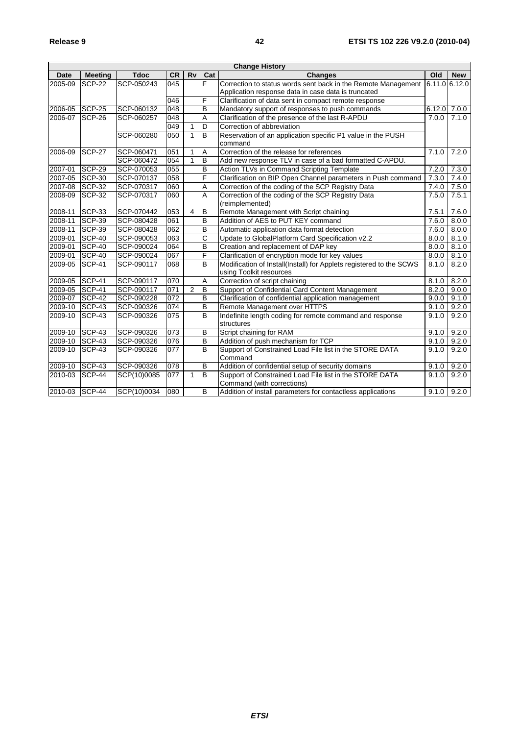| Change History | | | | | | | | |
|---|---|---|---|---|---|---|---|---|
| **Date** | **Meeting** | **Tdoc** | **CR** | **Rv** | **Cat** | **Changes** | **Old** | **New** |
| 2005-09 | SCP-22 | SCP-050243 | 045 | | F | Correction to status words sent back in the Remote Management Application response data in case data is truncated | 6.11.0 | 6.12.0 |
| | | | 046 | | F | Clarification of data sent in compact remote response | | |
| 2006-05 | SCP-25 | SCP-060132 | 048 | | B | Mandatory support of responses to push commands | 6.12.0 | 7.0.0 |
| 2006-07 | SCP-26 | SCP-060257 | 048 | | A | Clarification of the presence of the last R-APDU | 7.0.0 | 7.1.0 |
| | | | 049 | 1 | D | Correction of abbreviation | | |
| | | SCP-060280 | 050 | 1 | B | Reservation of an application specific P1 value in the PUSH command | | |
| 2006-09 | SCP-27 | SCP-060471 | 051 | 1 | A | Correction of the release for references | 7.1.0 | 7.2.0 |
| | | SCP-060472 | 054 | 1 | B | Add new response TLV in case of a bad formatted C-APDU. | | |
| 2007-01 | SCP-29 | SCP-070053 | 055 | | B | Action TLVs in Command Scripting Template | 7.2.0 | 7.3.0 |
| 2007-05 | SCP-30 | SCP-070137 | 058 | | F | Clarification on BIP Open Channel parameters in Push command | 7.3.0 | 7.4.0 |
| 2007-08 | SCP-32 | SCP-070317 | 060 | | A | Correction of the coding of the SCP Registry Data | 7.4.0 | 7.5.0 |
| 2008-09 | SCP-32 | SCP-070317 | 060 | | A | Correction of the coding of the SCP Registry Data (reimplemented) | 7.5.0 | 7.5.1 |
| 2008-11 | SCP-33 | SCP-070442 | 053 | 4 | B | Remote Management with Script chaining | 7.5.1 | 7.6.0 |
| 2008-11 | SCP-39 | SCP-080428 | 061 | | B | Addition of AES to PUT KEY command | 7.6.0 | 8.0.0 |
| 2008-11 | SCP-39 | SCP-080428 | 062 | | B | Automatic application data format detection | 7.6.0 | 8.0.0 |
| 2009-01 | SCP-40 | SCP-090053 | 063 | | C | Update to GlobalPlatform Card Specification v2.2 | 8.0.0 | 8.1.0 |
| 2009-01 | SCP-40 | SCP-090024 | 064 | | B | Creation and replacement of DAP key | 8.0.0 | 8.1.0 |
| 2009-01 | SCP-40 | SCP-090024 | 067 | | F | Clarification of encryption mode for key values | 8.0.0 | 8.1.0 |
| 2009-05 | SCP-41 | SCP-090117 | 068 | | B | Modification of Install(Install) for Applets registered to the SCWS using Toolkit resources | 8.1.0 | 8.2.0 |
| 2009-05 | SCP-41 | SCP-090117 | 070 | | A | Correction of script chaining | 8.1.0 | 8.2.0 |
| 2009-05 | SCP-41 | SCP-090117 | 071 | 2 | B | Support of Confidential Card Content Management | 8.2.0 | 9.0.0 |
| 2009-07 | SCP-42 | SCP-090228 | 072 | | B | Clarification of confidential application management | 9.0.0 | 9.1.0 |
| 2009-10 | SCP-43 | SCP-090326 | 074 | | B | Remote Management over HTTPS | 9.1.0 | 9.2.0 |
| 2009-10 | SCP-43 | SCP-090326 | 075 | | B | Indefinite length coding for remote command and response structures | 9.1.0 | 9.2.0 |
| 2009-10 | SCP-43 | SCP-090326 | 073 | | B | Script chaining for RAM | 9.1.0 | 9.2.0 |
| 2009-10 | SCP-43 | SCP-090326 | 076 | | B | Addition of push mechanism for TCP | 9.1.0 | 9.2.0 |
| 2009-10 | SCP-43 | SCP-090326 | 077 | | B | Support of Constrained Load File list in the STORE DATA Command | 9.1.0 | 9.2.0 |
| 2009-10 | SCP-43 | SCP-090326 | 078 | | B | Addition of confidential setup of security domains | 9.1.0 | 9.2.0 |
| 2010-03 | SCP-44 | SCP(10)0085 | 077 | 1 | B | Support of Constrained Load File list in the STORE DATA Command (with corrections) | 9.1.0 | 9.2.0 |
| 2010-03 | SCP-44 | SCP(10)0034 | 080 | | B | Addition of install parameters for contactless applications | 9.1.0 | 9.2.0 |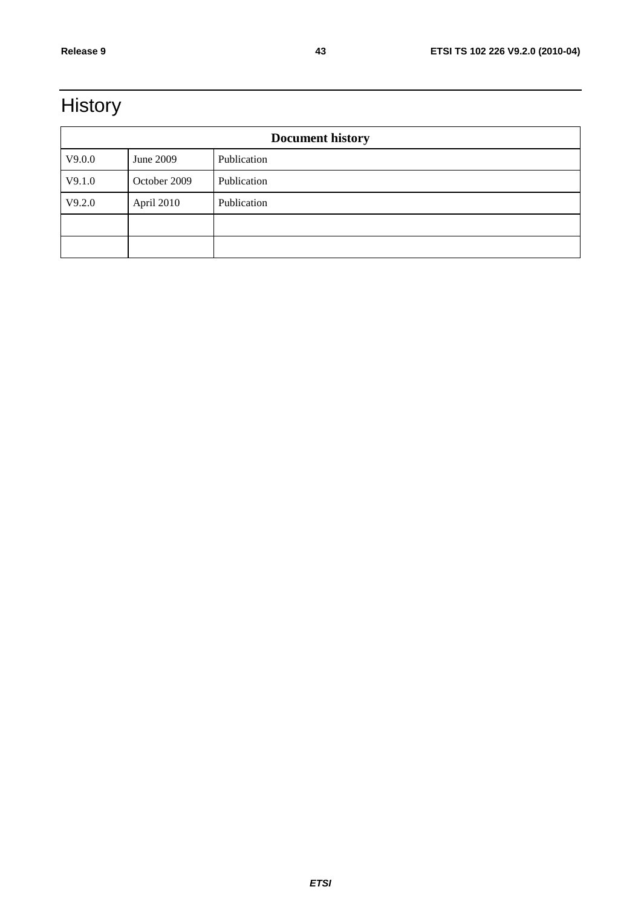# History

| Document history | | |
|---|---|---|
| V9.0.0 | June 2009 | Publication |
| V9.1.0 | October 2009 | Publication |
| V9.2.0 | April 2010 | Publication |
| | | |
| | | |